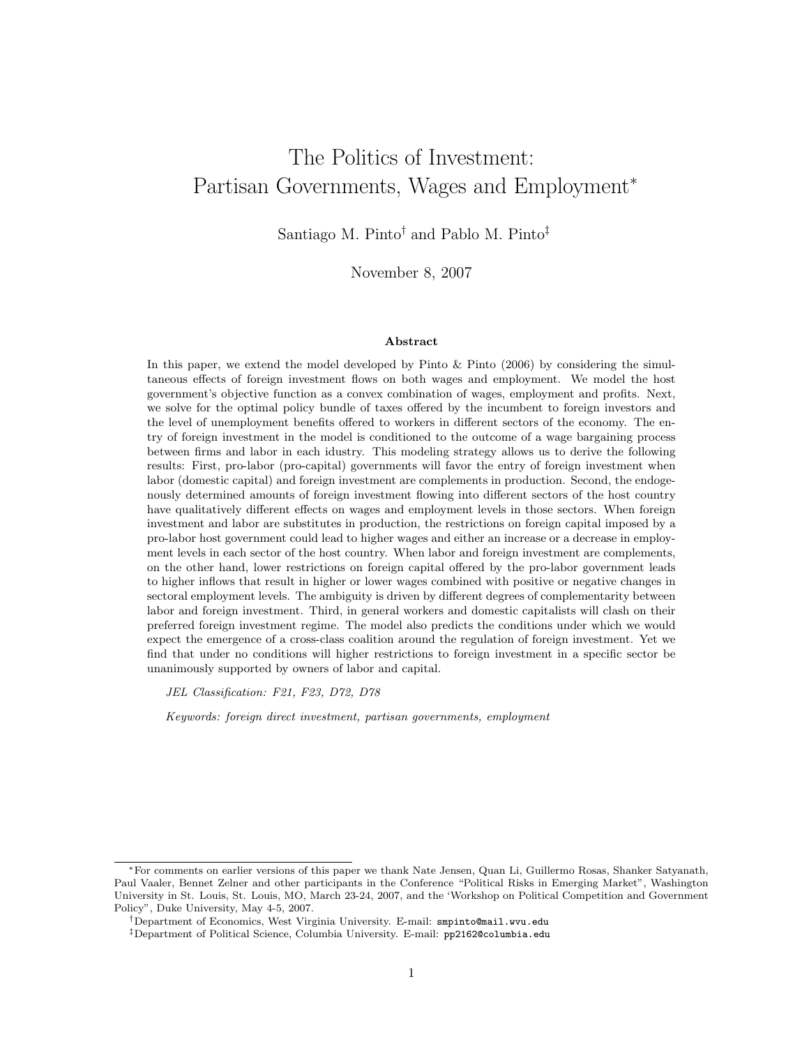# The Politics of Investment: Partisan Governments, Wages and Employment*

Santiago M. Pinto[†] and Pablo M. Pinto[‡]

November 8, 2007

**Abstract**

In this paper, we extend the model developed by Pinto & Pinto (2006) by considering the simultaneous effects of foreign investment flows on both wages and employment. We model the host government's objective function as a convex combination of wages, employment and profits. Next, we solve for the optimal policy bundle of taxes offered by the incumbent to foreign investors and the level of unemployment benefits offered to workers in different sectors of the economy. The entry of foreign investment in the model is conditioned to the outcome of a wage bargaining process between firms and labor in each idustry. This modeling strategy allows us to derive the following results: First, pro-labor (pro-capital) governments will favor the entry of foreign investment when labor (domestic capital) and foreign investment are complements in production. Second, the endogenously determined amounts of foreign investment flowing into different sectors of the host country have qualitatively different effects on wages and employment levels in those sectors. When foreign investment and labor are substitutes in production, the restrictions on foreign capital imposed by a pro-labor host government could lead to higher wages and either an increase or a decrease in employment levels in each sector of the host country. When labor and foreign investment are complements, on the other hand, lower restrictions on foreign capital offered by the pro-labor government leads to higher inflows that result in higher or lower wages combined with positive or negative changes in sectoral employment levels. The ambiguity is driven by different degrees of complementarity between labor and foreign investment. Third, in general workers and domestic capitalists will clash on their preferred foreign investment regime. The model also predicts the conditions under which we would expect the emergence of a cross-class coalition around the regulation of foreign investment. Yet we find that under no conditions will higher restrictions to foreign investment in a specific sector be unanimously supported by owners of labor and capital.

*JEL Classification: F21, F23, D72, D78*

*Keywords: foreign direct investment, partisan governments, employment*

---

*For comments on earlier versions of this paper we thank Nate Jensen, Quan Li, Guillermo Rosas, Shanker Satyanath, Paul Vaaler, Bennet Zelner and other participants in the Conference "Political Risks in Emerging Market", Washington University in St. Louis, St. Louis, MO, March 23-24, 2007, and the 'Workshop on Political Competition and Government Policy", Duke University, May 4-5, 2007.

[†] Department of Economics, West Virginia University. E-mail: smpinto@mail.wvu.edu

[‡] Department of Political Science, Columbia University. E-mail: pp2162@columbia.edu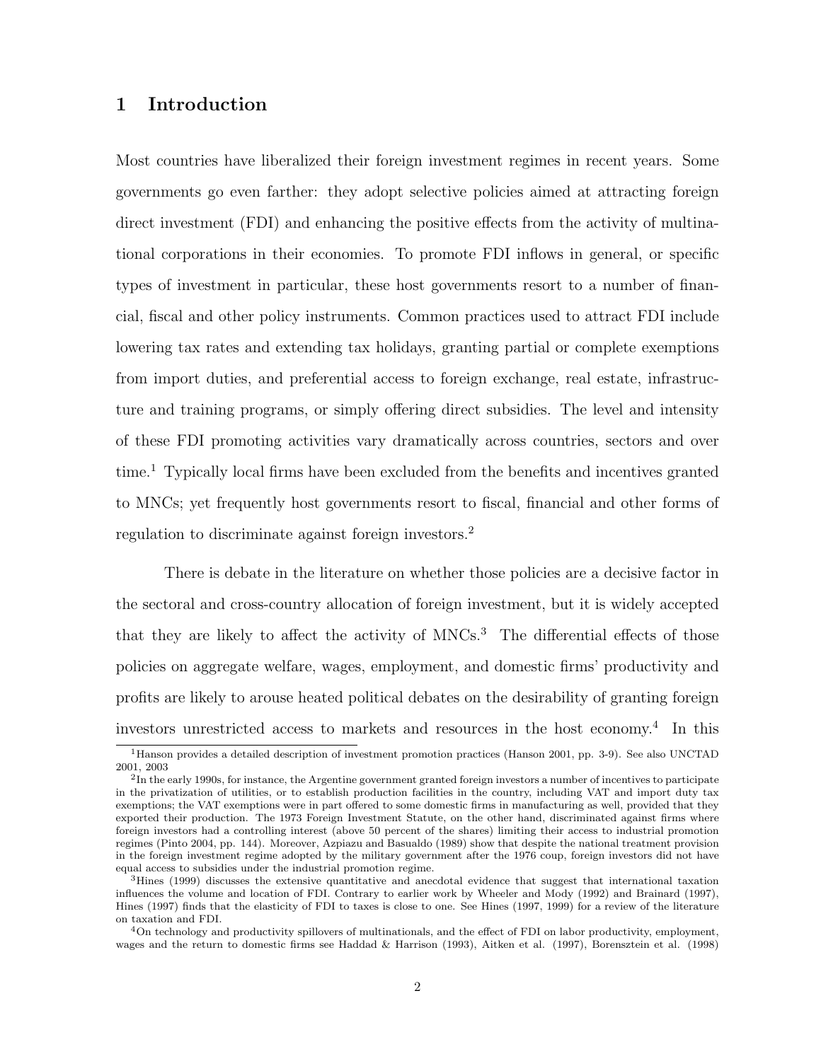# 1 Introduction

Most countries have liberalized their foreign investment regimes in recent years. Some governments go even farther: they adopt selective policies aimed at attracting foreign direct investment (FDI) and enhancing the positive effects from the activity of multinational corporations in their economies. To promote FDI inflows in general, or specific types of investment in particular, these host governments resort to a number of financial, fiscal and other policy instruments. Common practices used to attract FDI include lowering tax rates and extending tax holidays, granting partial or complete exemptions from import duties, and preferential access to foreign exchange, real estate, infrastructure and training programs, or simply offering direct subsidies. The level and intensity of these FDI promoting activities vary dramatically across countries, sectors and over time.[1] Typically local firms have been excluded from the benefits and incentives granted to MNCs; yet frequently host governments resort to fiscal, financial and other forms of regulation to discriminate against foreign investors.[2]

There is debate in the literature on whether those policies are a decisive factor in the sectoral and cross-country allocation of foreign investment, but it is widely accepted that they are likely to affect the activity of MNCs.[3] The differential effects of those policies on aggregate welfare, wages, employment, and domestic firms' productivity and profits are likely to arouse heated political debates on the desirability of granting foreign investors unrestricted access to markets and resources in the host economy.[4] In this

[1] Hanson provides a detailed description of investment promotion practices (Hanson 2001, pp. 3-9). See also UNCTAD 2001, 2003

[2] In the early 1990s, for instance, the Argentine government granted foreign investors a number of incentives to participate in the privatization of utilities, or to establish production facilities in the country, including VAT and import duty tax exemptions; the VAT exemptions were in part offered to some domestic firms in manufacturing as well, provided that they exported their production. The 1973 Foreign Investment Statute, on the other hand, discriminated against firms where foreign investors had a controlling interest (above 50 percent of the shares) limiting their access to industrial promotion regimes (Pinto 2004, pp. 144). Moreover, Azpiazu and Basualdo (1989) show that despite the national treatment provision in the foreign investment regime adopted by the military government after the 1976 coup, foreign investors did not have equal access to subsidies under the industrial promotion regime.

[3] Hines (1999) discusses the extensive quantitative and anecdotal evidence that suggest that international taxation influences the volume and location of FDI. Contrary to earlier work by Wheeler and Mody (1992) and Brainard (1997), Hines (1997) finds that the elasticity of FDI to taxes is close to one. See Hines (1997, 1999) for a review of the literature on taxation and FDI.

[4] On technology and productivity spillovers of multinationals, and the effect of FDI on labor productivity, employment, wages and the return to domestic firms see Haddad & Harrison (1993), Aitken et al. (1997), Borensztein et al. (1998)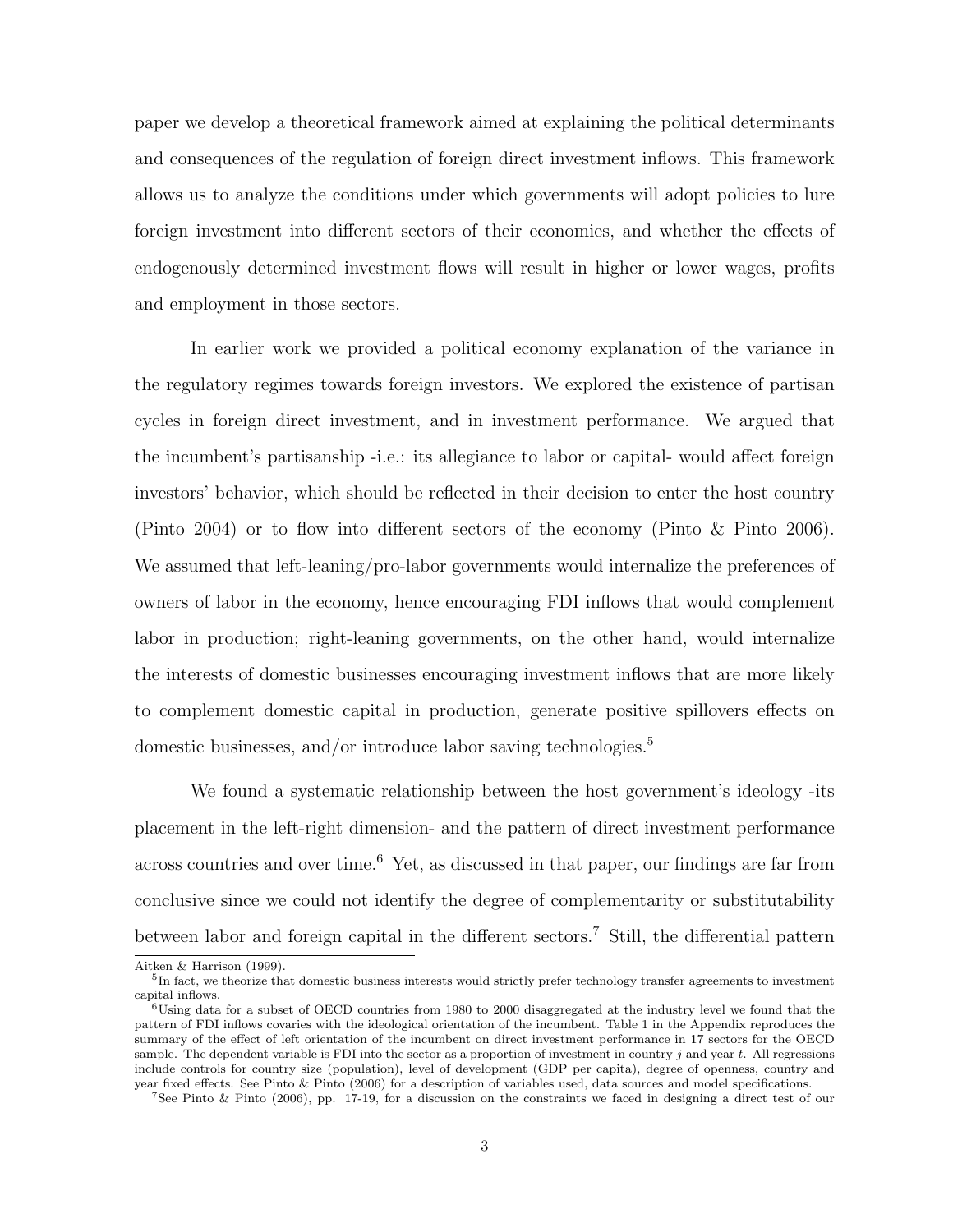paper we develop a theoretical framework aimed at explaining the political determinants and consequences of the regulation of foreign direct investment inflows. This framework allows us to analyze the conditions under which governments will adopt policies to lure foreign investment into different sectors of their economies, and whether the effects of endogenously determined investment flows will result in higher or lower wages, profits and employment in those sectors.

In earlier work we provided a political economy explanation of the variance in the regulatory regimes towards foreign investors. We explored the existence of partisan cycles in foreign direct investment, and in investment performance. We argued that the incumbent's partisanship -i.e.: its allegiance to labor or capital- would affect foreign investors' behavior, which should be reflected in their decision to enter the host country (Pinto 2004) or to flow into different sectors of the economy (Pinto & Pinto 2006). We assumed that left-leaning/pro-labor governments would internalize the preferences of owners of labor in the economy, hence encouraging FDI inflows that would complement labor in production; right-leaning governments, on the other hand, would internalize the interests of domestic businesses encouraging investment inflows that are more likely to complement domestic capital in production, generate positive spillovers effects on domestic businesses, and/or introduce labor saving technologies.[5]

We found a systematic relationship between the host government's ideology -its placement in the left-right dimension- and the pattern of direct investment performance across countries and over time.[6] Yet, as discussed in that paper, our findings are far from conclusive since we could not identify the degree of complementarity or substitutability between labor and foreign capital in the different sectors.[7] Still, the differential pattern

---

Aitken & Harrison (1999).

[5] In fact, we theorize that domestic business interests would strictly prefer technology transfer agreements to investment capital inflows.

[6] Using data for a subset of OECD countries from 1980 to 2000 disaggregated at the industry level we found that the pattern of FDI inflows covaries with the ideological orientation of the incumbent. Table 1 in the Appendix reproduces the summary of the effect of left orientation of the incumbent on direct investment performance in 17 sectors for the OECD sample. The dependent variable is FDI into the sector as a proportion of investment in country $j$ and year $t$. All regressions include controls for country size (population), level of development (GDP per capita), degree of openness, country and year fixed effects. See Pinto & Pinto (2006) for a description of variables used, data sources and model specifications.

[7] See Pinto & Pinto (2006), pp. 17-19, for a discussion on the constraints we faced in designing a direct test of our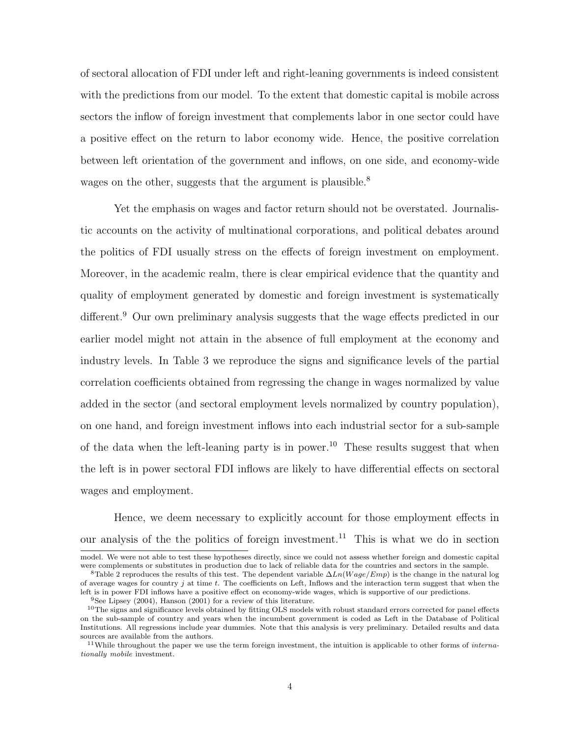of sectoral allocation of FDI under left and right-leaning governments is indeed consistent with the predictions from our model. To the extent that domestic capital is mobile across sectors the inflow of foreign investment that complements labor in one sector could have a positive effect on the return to labor economy wide. Hence, the positive correlation between left orientation of the government and inflows, on one side, and economy-wide wages on the other, suggests that the argument is plausible.[8]

Yet the emphasis on wages and factor return should not be overstated. Journalistic accounts on the activity of multinational corporations, and political debates around the politics of FDI usually stress on the effects of foreign investment on employment. Moreover, in the academic realm, there is clear empirical evidence that the quantity and quality of employment generated by domestic and foreign investment is systematically different.[9] Our own preliminary analysis suggests that the wage effects predicted in our earlier model might not attain in the absence of full employment at the economy and industry levels. In Table 3 we reproduce the signs and significance levels of the partial correlation coefficients obtained from regressing the change in wages normalized by value added in the sector (and sectoral employment levels normalized by country population), on one hand, and foreign investment inflows into each industrial sector for a sub-sample of the data when the left-leaning party is in power.[10] These results suggest that when the left is in power sectoral FDI inflows are likely to have differential effects on sectoral wages and employment.

Hence, we deem necessary to explicitly account for those employment effects in our analysis of the the politics of foreign investment.[11] This is what we do in section

---

model. We were not able to test these hypotheses directly, since we could not assess whether foreign and domestic capital were complements or substitutes in production due to lack of reliable data for the countries and sectors in the sample.

[8] Table 2 reproduces the results of this test. The dependent variable $\Delta Ln(Wage/Emp)$ is the change in the natural log of average wages for country $j$ at time $t$. The coefficients on Left, Inflows and the interaction term suggest that when the left is in power FDI inflows have a positive effect on economy-wide wages, which is supportive of our predictions.

[9] See Lipsey (2004), Hanson (2001) for a review of this literature.

[10] The signs and significance levels obtained by fitting OLS models with robust standard errors corrected for panel effects on the sub-sample of country and years when the incumbent government is coded as Left in the Database of Political Institutions. All regressions include year dummies. Note that this analysis is very preliminary. Detailed results and data sources are available from the authors.

[11] While throughout the paper we use the term foreign investment, the intuition is applicable to other forms of *internationally mobile* investment.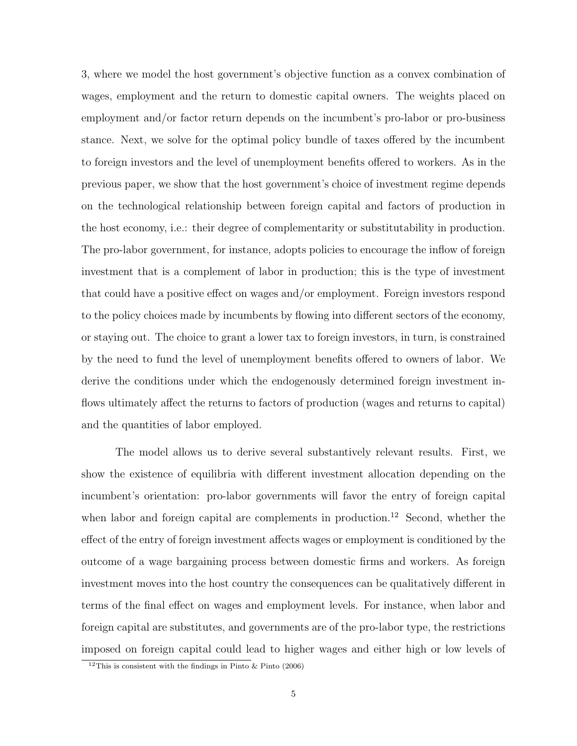3, where we model the host government's objective function as a convex combination of wages, employment and the return to domestic capital owners. The weights placed on employment and/or factor return depends on the incumbent's pro-labor or pro-business stance. Next, we solve for the optimal policy bundle of taxes offered by the incumbent to foreign investors and the level of unemployment benefits offered to workers. As in the previous paper, we show that the host government's choice of investment regime depends on the technological relationship between foreign capital and factors of production in the host economy, i.e.: their degree of complementarity or substitutability in production. The pro-labor government, for instance, adopts policies to encourage the inflow of foreign investment that is a complement of labor in production; this is the type of investment that could have a positive effect on wages and/or employment. Foreign investors respond to the policy choices made by incumbents by flowing into different sectors of the economy, or staying out. The choice to grant a lower tax to foreign investors, in turn, is constrained by the need to fund the level of unemployment benefits offered to owners of labor. We derive the conditions under which the endogenously determined foreign investment inflows ultimately affect the returns to factors of production (wages and returns to capital) and the quantities of labor employed.

The model allows us to derive several substantively relevant results. First, we show the existence of equilibria with different investment allocation depending on the incumbent's orientation: pro-labor governments will favor the entry of foreign capital when labor and foreign capital are complements in production.[12] Second, whether the effect of the entry of foreign investment affects wages or employment is conditioned by the outcome of a wage bargaining process between domestic firms and workers. As foreign investment moves into the host country the consequences can be qualitatively different in terms of the final effect on wages and employment levels. For instance, when labor and foreign capital are substitutes, and governments are of the pro-labor type, the restrictions imposed on foreign capital could lead to higher wages and either high or low levels of

[12] This is consistent with the findings in Pinto & Pinto (2006)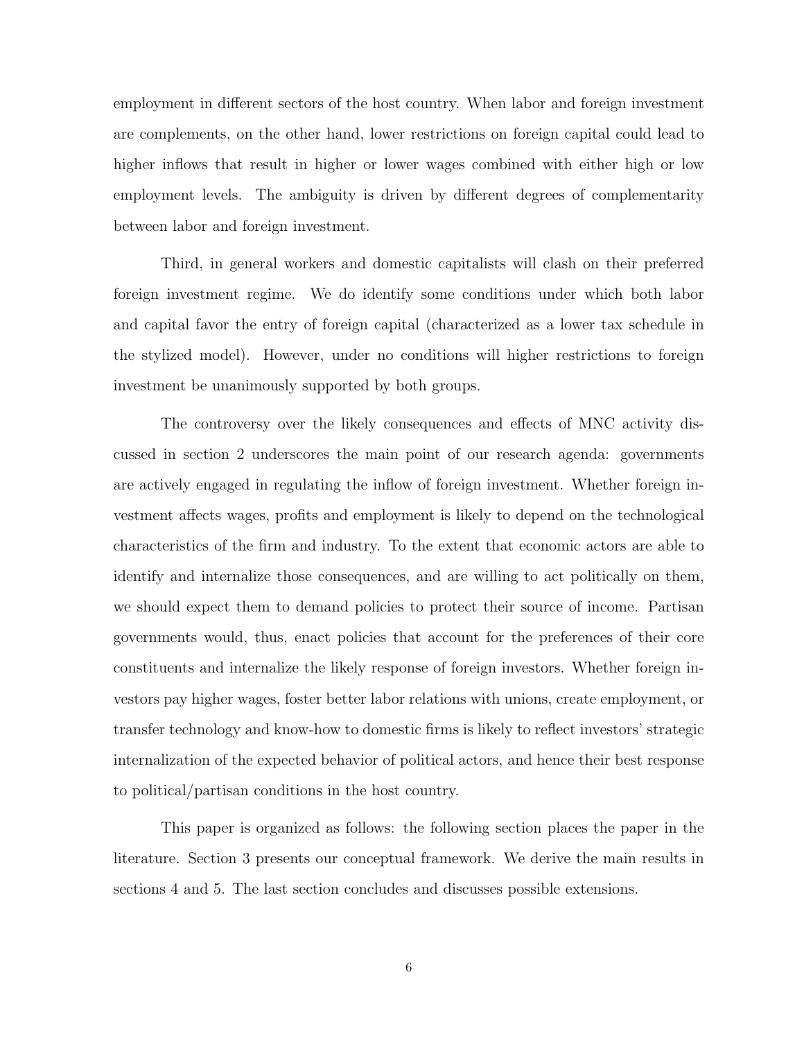employment in different sectors of the host country. When labor and foreign investment are complements, on the other hand, lower restrictions on foreign capital could lead to higher inflows that result in higher or lower wages combined with either high or low employment levels. The ambiguity is driven by different degrees of complementarity between labor and foreign investment.

Third, in general workers and domestic capitalists will clash on their preferred foreign investment regime. We do identify some conditions under which both labor and capital favor the entry of foreign capital (characterized as a lower tax schedule in the stylized model). However, under no conditions will higher restrictions to foreign investment be unanimously supported by both groups.

The controversy over the likely consequences and effects of MNC activity discussed in section 2 underscores the main point of our research agenda: governments are actively engaged in regulating the inflow of foreign investment. Whether foreign investment affects wages, profits and employment is likely to depend on the technological characteristics of the firm and industry. To the extent that economic actors are able to identify and internalize those consequences, and are willing to act politically on them, we should expect them to demand policies to protect their source of income. Partisan governments would, thus, enact policies that account for the preferences of their core constituents and internalize the likely response of foreign investors. Whether foreign investors pay higher wages, foster better labor relations with unions, create employment, or transfer technology and know-how to domestic firms is likely to reflect investors' strategic internalization of the expected behavior of political actors, and hence their best response to political/partisan conditions in the host country.

This paper is organized as follows: the following section places the paper in the literature. Section 3 presents our conceptual framework. We derive the main results in sections 4 and 5. The last section concludes and discusses possible extensions.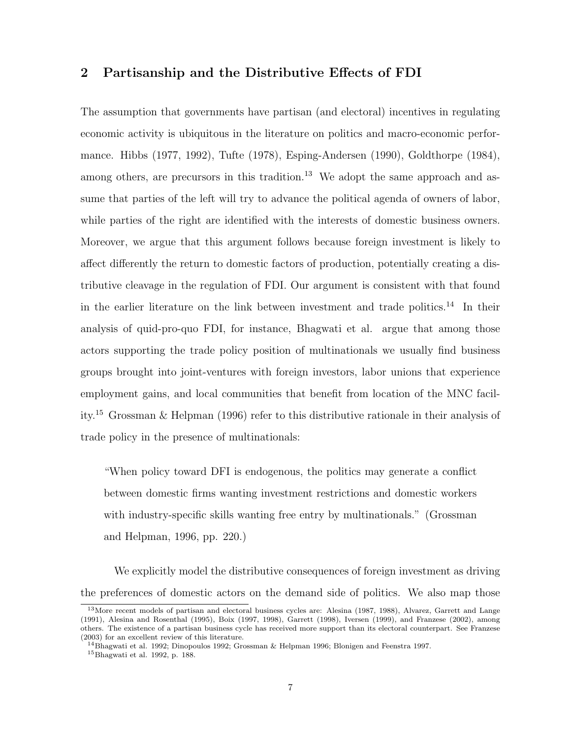## 2 Partisanship and the Distributive Effects of FDI

The assumption that governments have partisan (and electoral) incentives in regulating economic activity is ubiquitous in the literature on politics and macro-economic performance. Hibbs (1977, 1992), Tufte (1978), Esping-Andersen (1990), Goldthorpe (1984), among others, are precursors in this tradition.[13] We adopt the same approach and assume that parties of the left will try to advance the political agenda of owners of labor, while parties of the right are identified with the interests of domestic business owners. Moreover, we argue that this argument follows because foreign investment is likely to affect differently the return to domestic factors of production, potentially creating a distributive cleavage in the regulation of FDI. Our argument is consistent with that found in the earlier literature on the link between investment and trade politics.[14] In their analysis of quid-pro-quo FDI, for instance, Bhagwati et al. argue that among those actors supporting the trade policy position of multinationals we usually find business groups brought into joint-ventures with foreign investors, labor unions that experience employment gains, and local communities that benefit from location of the MNC facility.[15] Grossman & Helpman (1996) refer to this distributive rationale in their analysis of trade policy in the presence of multinationals:

> "When policy toward DFI is endogenous, the politics may generate a conflict between domestic firms wanting investment restrictions and domestic workers with industry-specific skills wanting free entry by multinationals." (Grossman and Helpman, 1996, pp. 220.)

We explicitly model the distributive consequences of foreign investment as driving the preferences of domestic actors on the demand side of politics. We also map those

---

[13] More recent models of partisan and electoral business cycles are: Alesina (1987, 1988), Alvarez, Garrett and Lange (1991), Alesina and Rosenthal (1995), Boix (1997, 1998), Garrett (1998), Iversen (1999), and Franzese (2002), among others. The existence of a partisan business cycle has received more support than its electoral counterpart. See Franzese (2003) for an excellent review of this literature.

[14] Bhagwati et al. 1992; Dinopoulos 1992; Grossman & Helpman 1996; Blonigen and Feenstra 1997.

[15] Bhagwati et al. 1992, p. 188.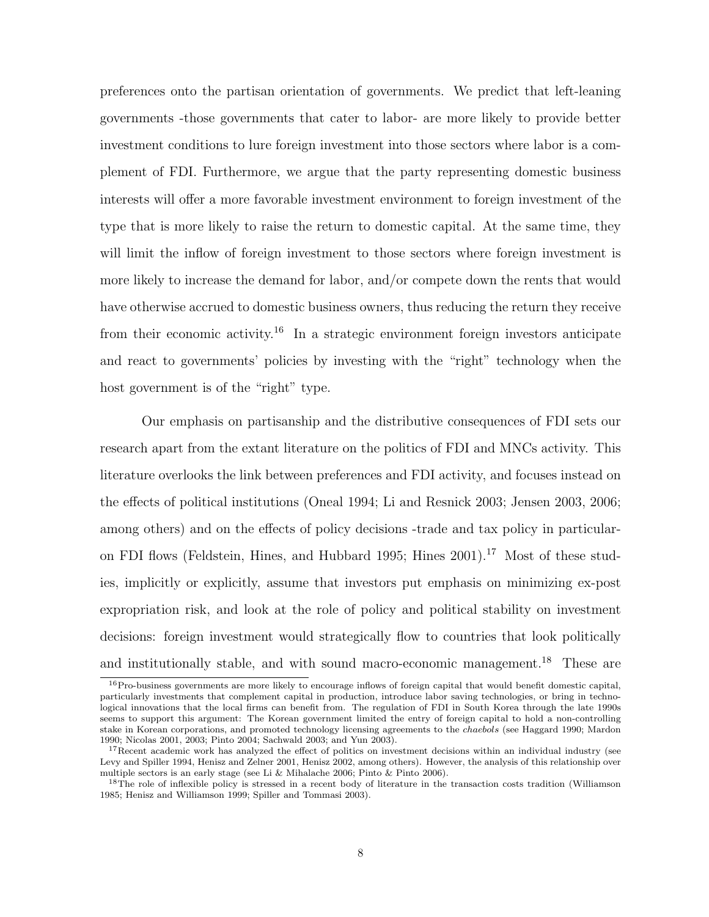preferences onto the partisan orientation of governments. We predict that left-leaning governments -those governments that cater to labor- are more likely to provide better investment conditions to lure foreign investment into those sectors where labor is a complement of FDI. Furthermore, we argue that the party representing domestic business interests will offer a more favorable investment environment to foreign investment of the type that is more likely to raise the return to domestic capital. At the same time, they will limit the inflow of foreign investment to those sectors where foreign investment is more likely to increase the demand for labor, and/or compete down the rents that would have otherwise accrued to domestic business owners, thus reducing the return they receive from their economic activity.[16] In a strategic environment foreign investors anticipate and react to governments' policies by investing with the "right" technology when the host government is of the "right" type.

Our emphasis on partisanship and the distributive consequences of FDI sets our research apart from the extant literature on the politics of FDI and MNCs activity. This literature overlooks the link between preferences and FDI activity, and focuses instead on the effects of political institutions (Oneal 1994; Li and Resnick 2003; Jensen 2003, 2006; among others) and on the effects of policy decisions -trade and tax policy in particular- on FDI flows (Feldstein, Hines, and Hubbard 1995; Hines 2001).[17] Most of these studies, implicitly or explicitly, assume that investors put emphasis on minimizing ex-post expropriation risk, and look at the role of policy and political stability on investment decisions: foreign investment would strategically flow to countries that look politically and institutionally stable, and with sound macro-economic management.[18] These are

[16] Pro-business governments are more likely to encourage inflows of foreign capital that would benefit domestic capital, particularly investments that complement capital in production, introduce labor saving technologies, or bring in technological innovations that the local firms can benefit from. The regulation of FDI in South Korea through the late 1990s seems to support this argument: The Korean government limited the entry of foreign capital to hold a non-controlling stake in Korean corporations, and promoted technology licensing agreements to the *chaebols* (see Haggard 1990; Mardon 1990; Nicolas 2001, 2003; Pinto 2004; Sachwald 2003; and Yun 2003).

[17] Recent academic work has analyzed the effect of politics on investment decisions within an individual industry (see Levy and Spiller 1994, Henisz and Zelner 2001, Henisz 2002, among others). However, the analysis of this relationship over multiple sectors is an early stage (see Li & Mihalache 2006; Pinto & Pinto 2006).

[18] The role of inflexible policy is stressed in a recent body of literature in the transaction costs tradition (Williamson 1985; Henisz and Williamson 1999; Spiller and Tommasi 2003).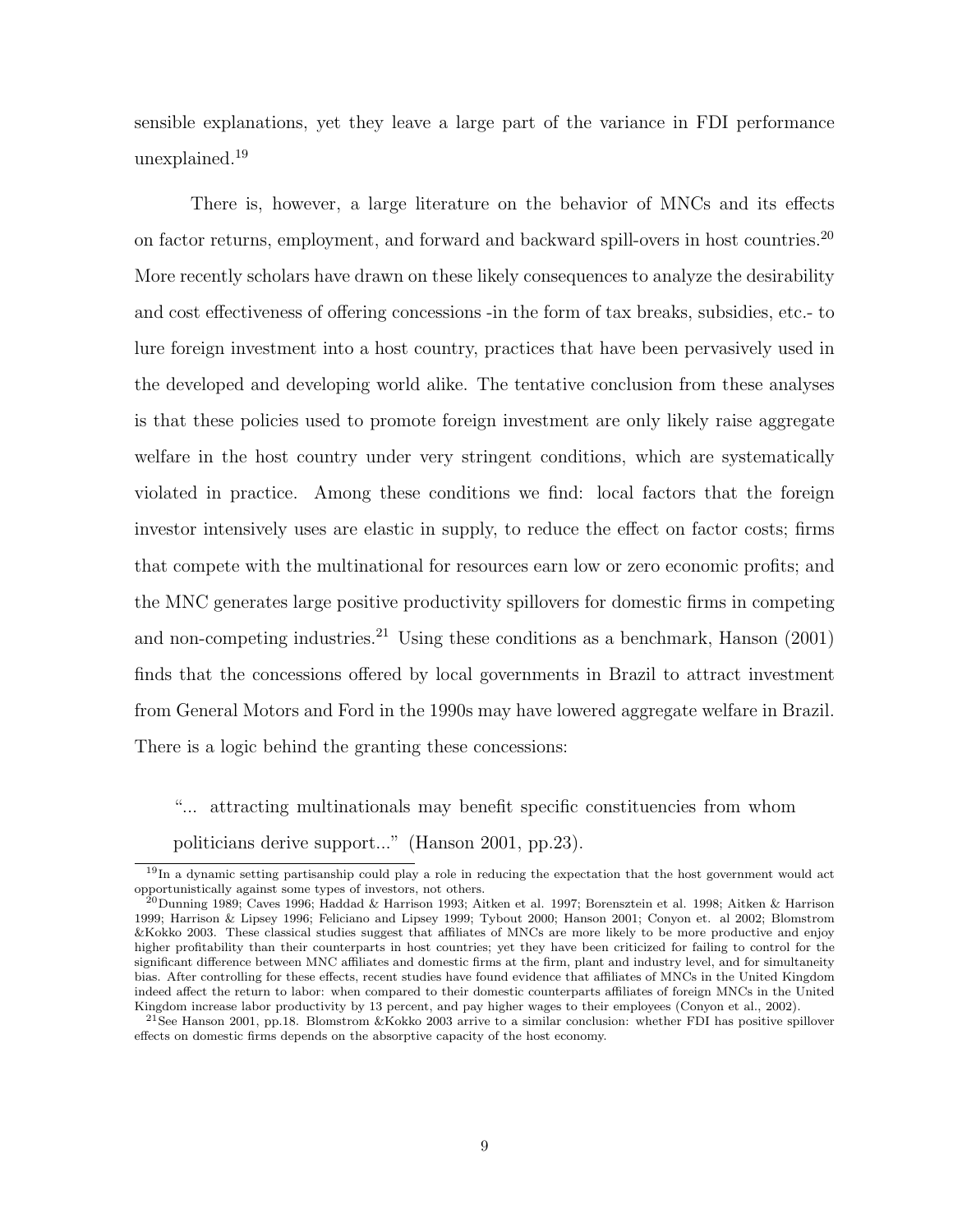sensible explanations, yet they leave a large part of the variance in FDI performance unexplained.[19]

There is, however, a large literature on the behavior of MNCs and its effects on factor returns, employment, and forward and backward spill-overs in host countries.[20] More recently scholars have drawn on these likely consequences to analyze the desirability and cost effectiveness of offering concessions -in the form of tax breaks, subsidies, etc.- to lure foreign investment into a host country, practices that have been pervasively used in the developed and developing world alike. The tentative conclusion from these analyses is that these policies used to promote foreign investment are only likely raise aggregate welfare in the host country under very stringent conditions, which are systematically violated in practice. Among these conditions we find: local factors that the foreign investor intensively uses are elastic in supply, to reduce the effect on factor costs; firms that compete with the multinational for resources earn low or zero economic profits; and the MNC generates large positive productivity spillovers for domestic firms in competing and non-competing industries.[21] Using these conditions as a benchmark, Hanson (2001) finds that the concessions offered by local governments in Brazil to attract investment from General Motors and Ford in the 1990s may have lowered aggregate welfare in Brazil. There is a logic behind the granting these concessions:

> "... attracting multinationals may benefit specific constituencies from whom politicians derive support..." (Hanson 2001, pp.23).

---

[19]In a dynamic setting partisanship could play a role in reducing the expectation that the host government would act opportunistically against some types of investors, not others.

[20]Dunning 1989; Caves 1996; Haddad & Harrison 1993; Aitken et al. 1997; Borensztein et al. 1998; Aitken & Harrison 1999; Harrison & Lipsey 1996; Feliciano and Lipsey 1999; Tybout 2000; Hanson 2001; Conyon et. al 2002; Blomstrom &Kokko 2003. These classical studies suggest that affiliates of MNCs are more likely to be more productive and enjoy higher profitability than their counterparts in host countries; yet they have been criticized for failing to control for the significant difference between MNC affiliates and domestic firms at the firm, plant and industry level, and for simultaneity bias. After controlling for these effects, recent studies have found evidence that affiliates of MNCs in the United Kingdom indeed affect the return to labor: when compared to their domestic counterparts affiliates of foreign MNCs in the United Kingdom increase labor productivity by 13 percent, and pay higher wages to their employees (Conyon et al., 2002).

[21]See Hanson 2001, pp.18. Blomstrom &Kokko 2003 arrive to a similar conclusion: whether FDI has positive spillover effects on domestic firms depends on the absorptive capacity of the host economy.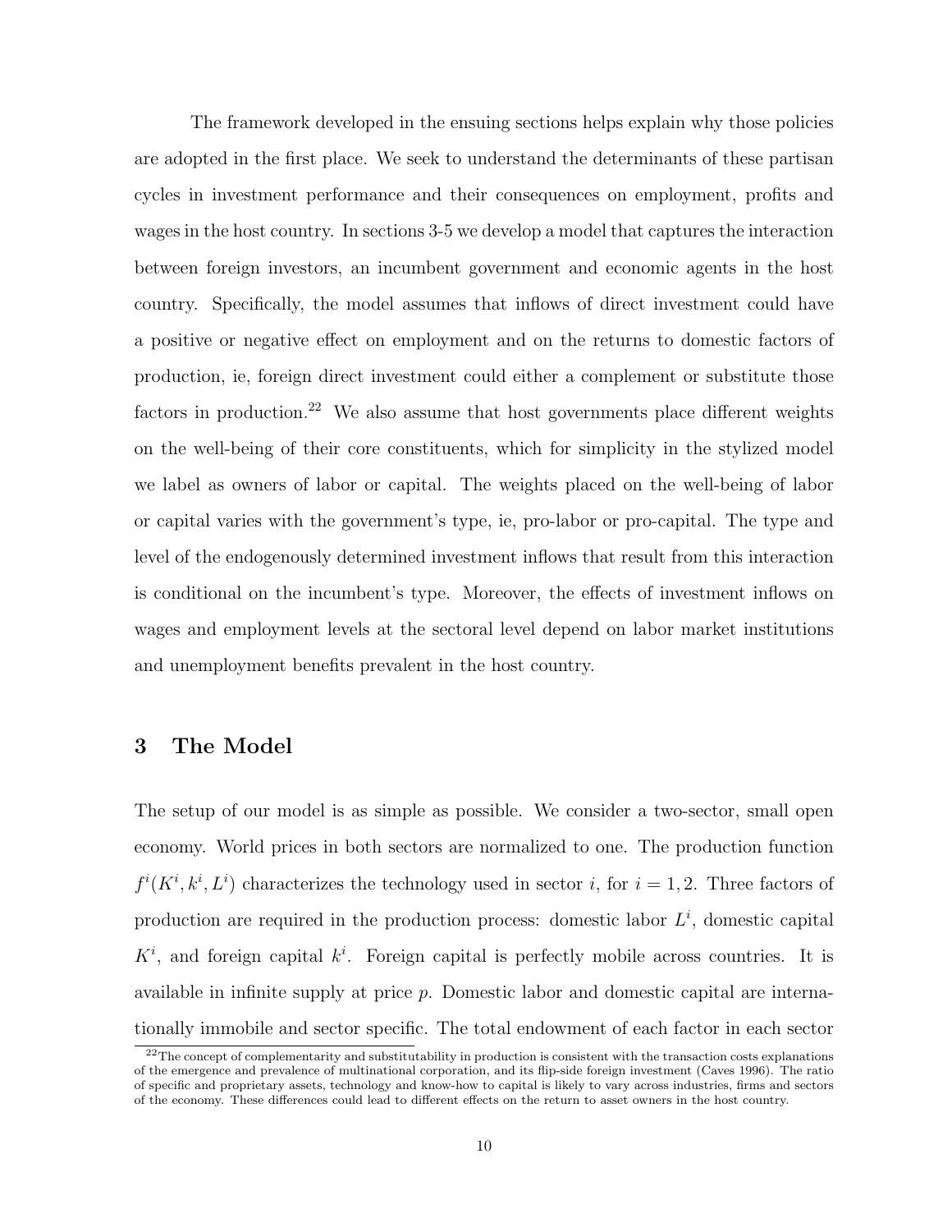The framework developed in the ensuing sections helps explain why those policies are adopted in the first place. We seek to understand the determinants of these partisan cycles in investment performance and their consequences on employment, profits and wages in the host country. In sections 3-5 we develop a model that captures the interaction between foreign investors, an incumbent government and economic agents in the host country. Specifically, the model assumes that inflows of direct investment could have a positive or negative effect on employment and on the returns to domestic factors of production, ie, foreign direct investment could either a complement or substitute those factors in production.[22] We also assume that host governments place different weights on the well-being of their core constituents, which for simplicity in the stylized model we label as owners of labor or capital. The weights placed on the well-being of labor or capital varies with the government's type, ie, pro-labor or pro-capital. The type and level of the endogenously determined investment inflows that result from this interaction is conditional on the incumbent's type. Moreover, the effects of investment inflows on wages and employment levels at the sectoral level depend on labor market institutions and unemployment benefits prevalent in the host country.

## 3 The Model

The setup of our model is as simple as possible. We consider a two-sector, small open economy. World prices in both sectors are normalized to one. The production function $f^i(K^i, k^i, L^i)$ characterizes the technology used in sector $i$, for $i = 1, 2$. Three factors of production are required in the production process: domestic labor $L^i$, domestic capital $K^i$, and foreign capital $k^i$. Foreign capital is perfectly mobile across countries. It is available in infinite supply at price $p$. Domestic labor and domestic capital are internationally immobile and sector specific. The total endowment of each factor in each sector

[22] The concept of complementarity and substitutability in production is consistent with the transaction costs explanations of the emergence and prevalence of multinational corporation, and its flip-side foreign investment (Caves 1996). The ratio of specific and proprietary assets, technology and know-how to capital is likely to vary across industries, firms and sectors of the economy. These differences could lead to different effects on the return to asset owners in the host country.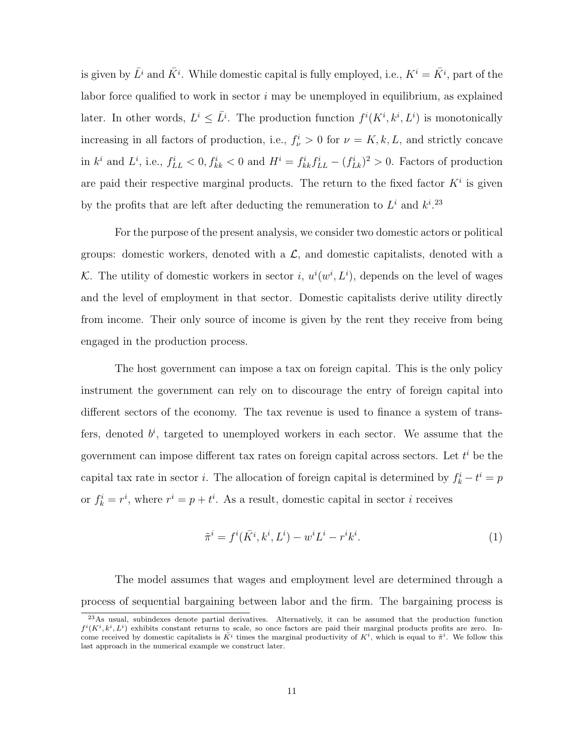is given by $\bar{L}^i$ and $\bar{K}^i$. While domestic capital is fully employed, i.e., $K^i = \bar{K}^i$, part of the labor force qualified to work in sector $i$ may be unemployed in equilibrium, as explained later. In other words, $L^i \leq \bar{L}^i$. The production function $f^i(K^i, k^i, L^i)$ is monotonically increasing in all factors of production, i.e., $f^i_\nu > 0$ for $\nu = K, k, L$, and strictly concave in $k^i$ and $L^i$, i.e., $f^i_{LL} < 0, f^i_{kk} < 0$ and $H^i = f^i_{kk} f^i_{LL} - (f^i_{Lk})^2 > 0$. Factors of production are paid their respective marginal products. The return to the fixed factor $K^i$ is given by the profits that are left after deducting the remuneration to $L^i$ and $k^i$.[23]

For the purpose of the present analysis, we consider two domestic actors or political groups: domestic workers, denoted with a $\mathcal{L}$, and domestic capitalists, denoted with a $\mathcal{K}$. The utility of domestic workers in sector $i$, $u^i(w^i, L^i)$, depends on the level of wages and the level of employment in that sector. Domestic capitalists derive utility directly from income. Their only source of income is given by the rent they receive from being engaged in the production process.

The host government can impose a tax on foreign capital. This is the only policy instrument the government can rely on to discourage the entry of foreign capital into different sectors of the economy. The tax revenue is used to finance a system of transfers, denoted $b^i$, targeted to unemployed workers in each sector. We assume that the government can impose different tax rates on foreign capital across sectors. Let $t^i$ be the capital tax rate in sector $i$. The allocation of foreign capital is determined by $f^i_k - t^i = p$ or $f^i_k = r^i$, where $r^i = p + t^i$. As a result, domestic capital in sector $i$ receives

$$\tilde{\pi}^i = f^i(\bar{K}^i, k^i, L^i) - w^i L^i - r^i k^i. \tag{1}$$

The model assumes that wages and employment level are determined through a process of sequential bargaining between labor and the firm. The bargaining process is

[23] As usual, subindexes denote partial derivatives. Alternatively, it can be assumed that the production function $f^i(K^i, k^i, L^i)$ exhibits constant returns to scale, so once factors are paid their marginal products profits are zero. Income received by domestic capitalists is $\bar{K}^i$ times the marginal productivity of $K^i$, which is equal to $\tilde{\pi}^i$. We follow this last approach in the numerical example we construct later.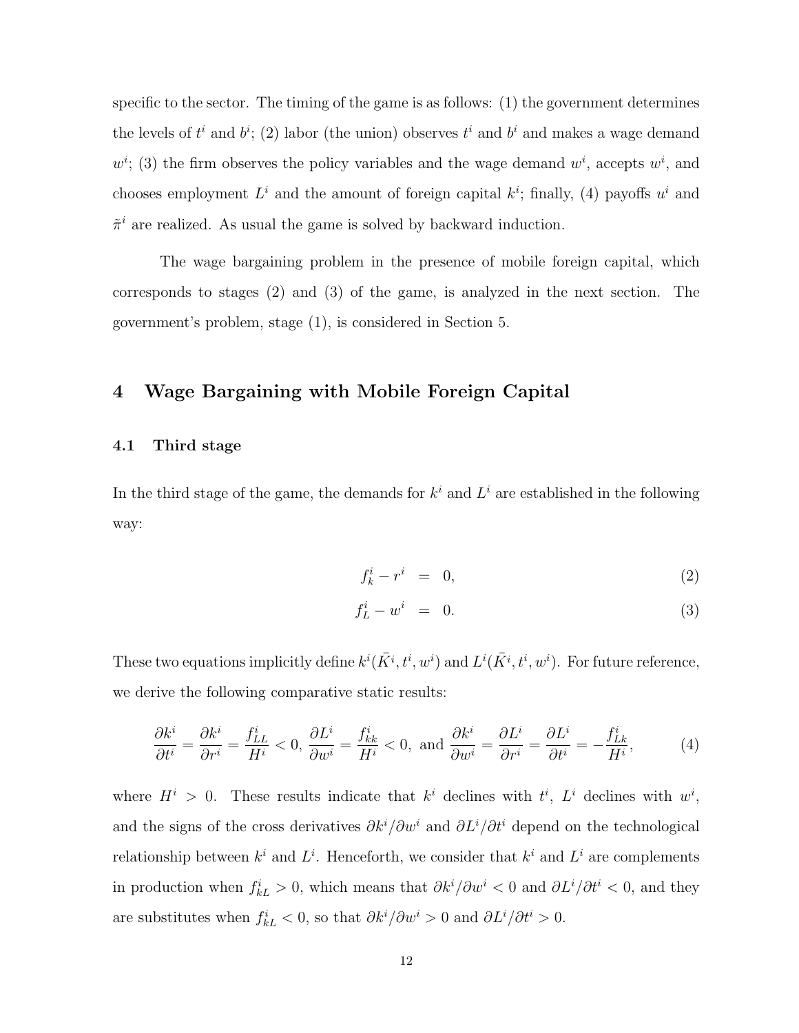specific to the sector. The timing of the game is as follows: (1) the government determines the levels of $t^i$ and $b^i$; (2) labor (the union) observes $t^i$ and $b^i$ and makes a wage demand $w^i$; (3) the firm observes the policy variables and the wage demand $w^i$, accepts $w^i$, and chooses employment $L^i$ and the amount of foreign capital $k^i$; finally, (4) payoffs $u^i$ and $\tilde{\pi}^i$ are realized. As usual the game is solved by backward induction.

The wage bargaining problem in the presence of mobile foreign capital, which corresponds to stages (2) and (3) of the game, is analyzed in the next section. The government's problem, stage (1), is considered in Section 5.

## 4 Wage Bargaining with Mobile Foreign Capital

### 4.1 Third stage

In the third stage of the game, the demands for $k^i$ and $L^i$ are established in the following way:

$$f_k^i - r^i = 0, \tag{2}$$

$$f_L^i - w^i = 0. \tag{3}$$

These two equations implicitly define $k^i(\bar{K}^i, t^i, w^i)$ and $L^i(\bar{K}^i, t^i, w^i)$. For future reference, we derive the following comparative static results:

$$\frac{\partial k^i}{\partial t^i} = \frac{\partial k^i}{\partial r^i} = \frac{f_{LL}^i}{H^i} < 0, \; \frac{\partial L^i}{\partial w^i} = \frac{f_{kk}^i}{H^i} < 0, \text{ and } \frac{\partial k^i}{\partial w^i} = \frac{\partial L^i}{\partial r^i} = \frac{\partial L^i}{\partial t^i} = -\frac{f_{Lk}^i}{H^i}, \tag{4}$$

where $H^i > 0$. These results indicate that $k^i$ declines with $t^i$, $L^i$ declines with $w^i$, and the signs of the cross derivatives $\partial k^i / \partial w^i$ and $\partial L^i / \partial t^i$ depend on the technological relationship between $k^i$ and $L^i$. Henceforth, we consider that $k^i$ and $L^i$ are complements in production when $f_{kL}^i > 0$, which means that $\partial k^i / \partial w^i < 0$ and $\partial L^i / \partial t^i < 0$, and they are substitutes when $f_{kL}^i < 0$, so that $\partial k^i / \partial w^i > 0$ and $\partial L^i / \partial t^i > 0$.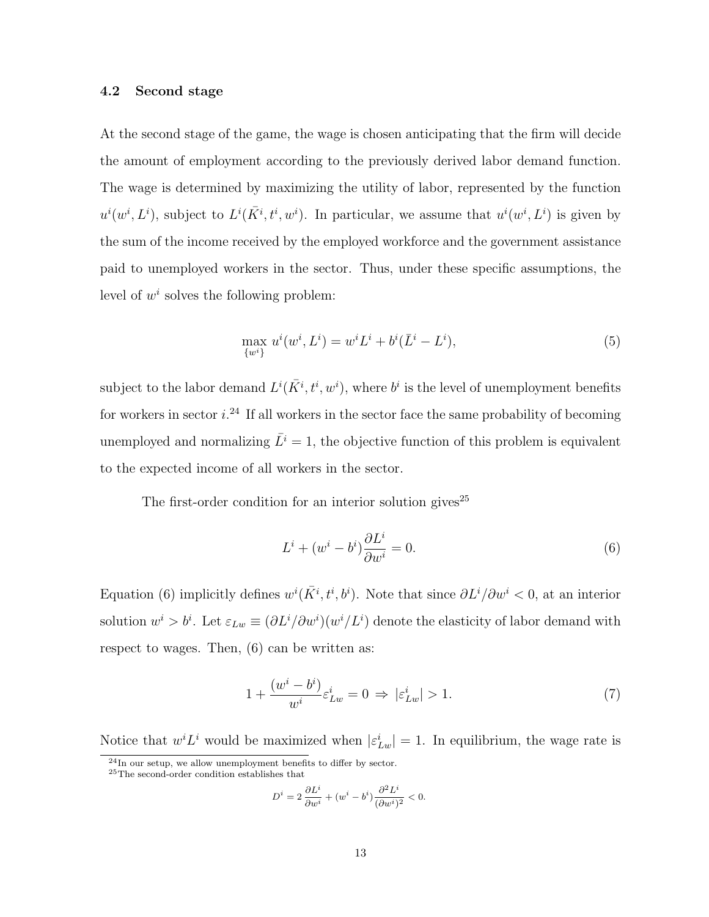### 4.2 Second stage

At the second stage of the game, the wage is chosen anticipating that the firm will decide the amount of employment according to the previously derived labor demand function. The wage is determined by maximizing the utility of labor, represented by the function $u^i(w^i, L^i)$, subject to $L^i(\bar{K}^i, t^i, w^i)$. In particular, we assume that $u^i(w^i, L^i)$ is given by the sum of the income received by the employed workforce and the government assistance paid to unemployed workers in the sector. Thus, under these specific assumptions, the level of $w^i$ solves the following problem:

$$\max_{\{w^i\}} u^i(w^i, L^i) = w^i L^i + b^i(\bar{L}^i - L^i), \tag{5}$$

subject to the labor demand $L^i(\bar{K}^i, t^i, w^i)$, where $b^i$ is the level of unemployment benefits for workers in sector $i$.[24] If all workers in the sector face the same probability of becoming unemployed and normalizing $\bar{L}^i = 1$, the objective function of this problem is equivalent to the expected income of all workers in the sector.

The first-order condition for an interior solution gives[25]

$$L^i + (w^i - b^i)\frac{\partial L^i}{\partial w^i} = 0. \tag{6}$$

Equation (6) implicitly defines $w^i(\bar{K}^i, t^i, b^i)$. Note that since $\partial L^i / \partial w^i < 0$, at an interior solution $w^i > b^i$. Let $\varepsilon_{Lw} \equiv (\partial L^i / \partial w^i)(w^i / L^i)$ denote the elasticity of labor demand with respect to wages. Then, (6) can be written as:

$$1 + \frac{(w^i - b^i)}{w^i}\varepsilon^i_{Lw} = 0 \Rightarrow |\varepsilon^i_{Lw}| > 1. \tag{7}$$

Notice that $w^i L^i$ would be maximized when $|\varepsilon^i_{Lw}| = 1$. In equilibrium, the wage rate is

[24] In our setup, we allow unemployment benefits to differ by sector.

[25] The second-order condition establishes that

$$D^i = 2\frac{\partial L^i}{\partial w^i} + (w^i - b^i)\frac{\partial^2 L^i}{(\partial w^i)^2} < 0.$$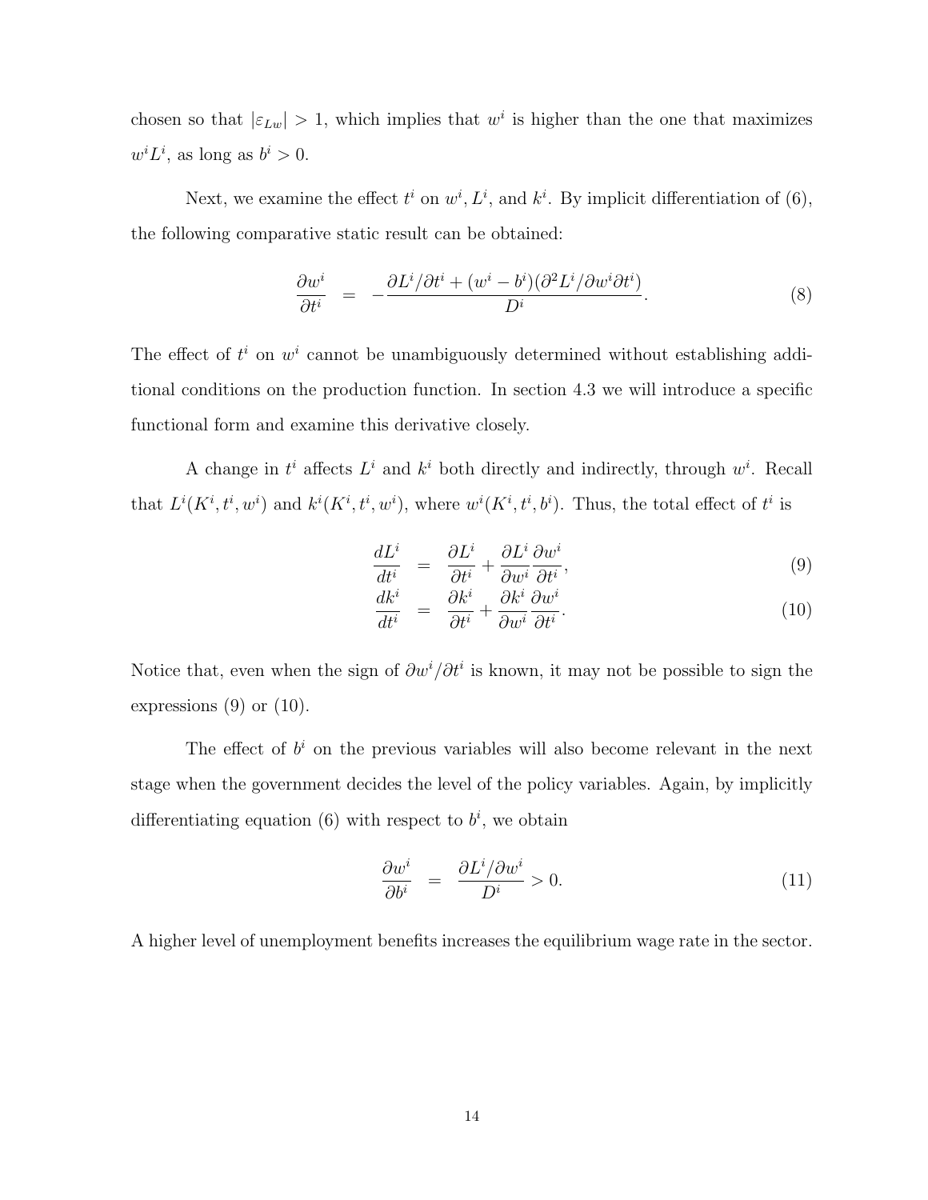chosen so that $|\varepsilon_{Lw}| > 1$, which implies that $w^i$ is higher than the one that maximizes $w^i L^i$, as long as $b^i > 0$.

Next, we examine the effect $t^i$ on $w^i$, $L^i$, and $k^i$. By implicit differentiation of (6), the following comparative static result can be obtained:

$$\frac{\partial w^i}{\partial t^i} = -\frac{\partial L^i/\partial t^i + (w^i - b^i)(\partial^2 L^i/\partial w^i \partial t^i)}{D^i}. \tag{8}$$

The effect of $t^i$ on $w^i$ cannot be unambiguously determined without establishing additional conditions on the production function. In section 4.3 we will introduce a specific functional form and examine this derivative closely.

A change in $t^i$ affects $L^i$ and $k^i$ both directly and indirectly, through $w^i$. Recall that $L^i(K^i, t^i, w^i)$ and $k^i(K^i, t^i, w^i)$, where $w^i(K^i, t^i, b^i)$. Thus, the total effect of $t^i$ is

$$\frac{dL^i}{dt^i} = \frac{\partial L^i}{\partial t^i} + \frac{\partial L^i}{\partial w^i}\frac{\partial w^i}{\partial t^i}, \tag{9}$$

$$\frac{dk^i}{dt^i} = \frac{\partial k^i}{\partial t^i} + \frac{\partial k^i}{\partial w^i}\frac{\partial w^i}{\partial t^i}. \tag{10}$$

Notice that, even when the sign of $\partial w^i/\partial t^i$ is known, it may not be possible to sign the expressions (9) or (10).

The effect of $b^i$ on the previous variables will also become relevant in the next stage when the government decides the level of the policy variables. Again, by implicitly differentiating equation (6) with respect to $b^i$, we obtain

$$\frac{\partial w^i}{\partial b^i} = \frac{\partial L^i/\partial w^i}{D^i} > 0. \tag{11}$$

A higher level of unemployment benefits increases the equilibrium wage rate in the sector.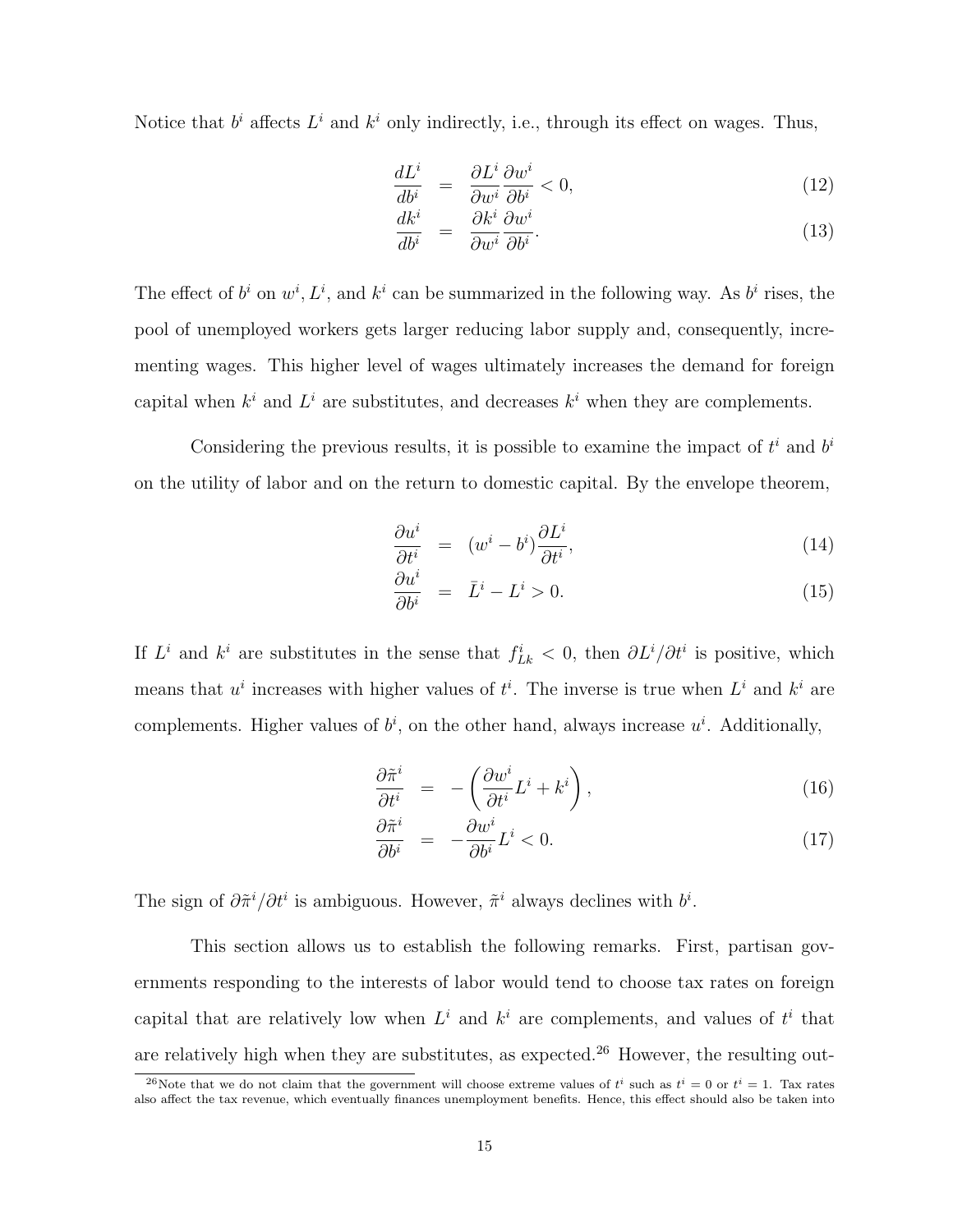Notice that $b^i$ affects $L^i$ and $k^i$ only indirectly, i.e., through its effect on wages. Thus,

$$
\begin{aligned}
\frac{dL^i}{db^i} &= \frac{\partial L^i}{\partial w^i}\frac{\partial w^i}{\partial b^i} < 0, &(12)\\
\frac{dk^i}{db^i} &= \frac{\partial k^i}{\partial w^i}\frac{\partial w^i}{\partial b^i}. &(13)
\end{aligned}
$$

The effect of $b^i$ on $w^i, L^i$, and $k^i$ can be summarized in the following way. As $b^i$ rises, the pool of unemployed workers gets larger reducing labor supply and, consequently, incrementing wages. This higher level of wages ultimately increases the demand for foreign capital when $k^i$ and $L^i$ are substitutes, and decreases $k^i$ when they are complements.

Considering the previous results, it is possible to examine the impact of $t^i$ and $b^i$ on the utility of labor and on the return to domestic capital. By the envelope theorem,

$$
\begin{aligned}
\frac{\partial u^i}{\partial t^i} &= (w^i - b^i)\frac{\partial L^i}{\partial t^i}, &(14)\\
\frac{\partial u^i}{\partial b^i} &= \bar{L}^i - L^i > 0. &(15)
\end{aligned}
$$

If $L^i$ and $k^i$ are substitutes in the sense that $f^i_{Lk} < 0$, then $\partial L^i/\partial t^i$ is positive, which means that $u^i$ increases with higher values of $t^i$. The inverse is true when $L^i$ and $k^i$ are complements. Higher values of $b^i$, on the other hand, always increase $u^i$. Additionally,

$$
\begin{aligned}
\frac{\partial \tilde{\pi}^i}{\partial t^i} &= -\left(\frac{\partial w^i}{\partial t^i}L^i + k^i\right), &(16)\\
\frac{\partial \tilde{\pi}^i}{\partial b^i} &= -\frac{\partial w^i}{\partial b^i}L^i < 0. &(17)
\end{aligned}
$$

The sign of $\partial\tilde{\pi}^i/\partial t^i$ is ambiguous. However, $\tilde{\pi}^i$ always declines with $b^i$.

This section allows us to establish the following remarks. First, partisan governments responding to the interests of labor would tend to choose tax rates on foreign capital that are relatively low when $L^i$ and $k^i$ are complements, and values of $t^i$ that are relatively high when they are substitutes, as expected.[26] However, the resulting out-

[26] Note that we do not claim that the government will choose extreme values of $t^i$ such as $t^i = 0$ or $t^i = 1$. Tax rates also affect the tax revenue, which eventually finances unemployment benefits. Hence, this effect should also be taken into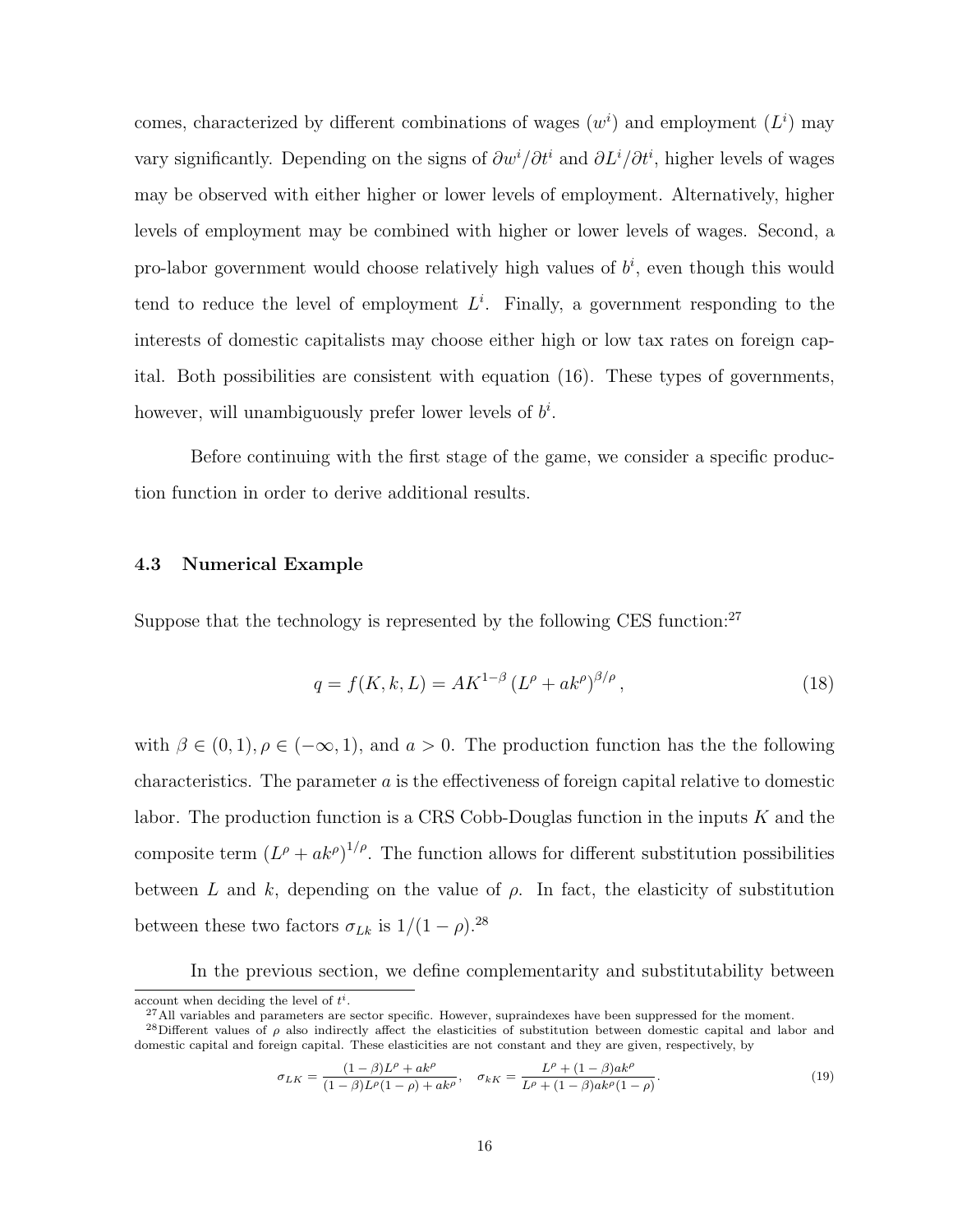comes, characterized by different combinations of wages ($w^i$) and employment ($L^i$) may vary significantly. Depending on the signs of $\partial w^i/\partial t^i$ and $\partial L^i/\partial t^i$, higher levels of wages may be observed with either higher or lower levels of employment. Alternatively, higher levels of employment may be combined with higher or lower levels of wages. Second, a pro-labor government would choose relatively high values of $b^i$, even though this would tend to reduce the level of employment $L^i$. Finally, a government responding to the interests of domestic capitalists may choose either high or low tax rates on foreign capital. Both possibilities are consistent with equation (16). These types of governments, however, will unambiguously prefer lower levels of $b^i$.

Before continuing with the first stage of the game, we consider a specific production function in order to derive additional results.

### 4.3 Numerical Example

Suppose that the technology is represented by the following CES function:[27]

$$q = f(K, k, L) = AK^{1-\beta} \left(L^{\rho} + ak^{\rho}\right)^{\beta/\rho}, \tag{18}$$

with $\beta \in (0, 1)$, $\rho \in (-\infty, 1)$, and $a > 0$. The production function has the the following characteristics. The parameter $a$ is the effectiveness of foreign capital relative to domestic labor. The production function is a CRS Cobb-Douglas function in the inputs $K$ and the composite term $\left(L^{\rho} + ak^{\rho}\right)^{1/\rho}$. The function allows for different substitution possibilities between $L$ and $k$, depending on the value of $\rho$. In fact, the elasticity of substitution between these two factors $\sigma_{Lk}$ is $1/(1-\rho)$.[28]

In the previous section, we define complementarity and substitutability between

account when deciding the level of $t^i$.

[27] All variables and parameters are sector specific. However, supraindexes have been suppressed for the moment.

[28] Different values of $\rho$ also indirectly affect the elasticities of substitution between domestic capital and labor and domestic capital and foreign capital. These elasticities are not constant and they are given, respectively, by

$$\sigma_{LK} = \frac{(1-\beta)L^{\rho} + ak^{\rho}}{(1-\beta)L^{\rho}(1-\rho) + ak^{\rho}}, \quad \sigma_{kK} = \frac{L^{\rho} + (1-\beta)ak^{\rho}}{L^{\rho} + (1-\beta)ak^{\rho}(1-\rho)}. \tag{19}$$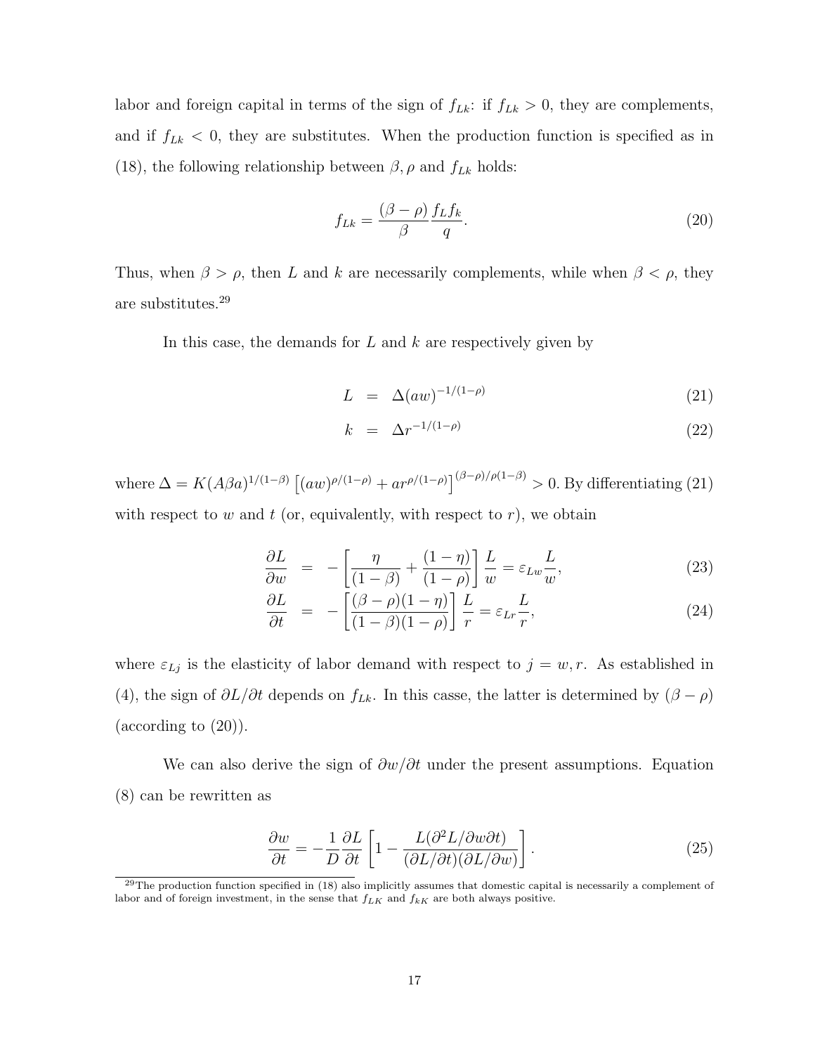labor and foreign capital in terms of the sign of $f_{Lk}$: if $f_{Lk} > 0$, they are complements, and if $f_{Lk} < 0$, they are substitutes. When the production function is specified as in (18), the following relationship between $\beta, \rho$ and $f_{Lk}$ holds:

$$f_{Lk} = \frac{(\beta - \rho)}{\beta} \frac{f_L f_k}{q}. \tag{20}$$

Thus, when $\beta > \rho$, then $L$ and $k$ are necessarily complements, while when $\beta < \rho$, they are substitutes.[29]

In this case, the demands for $L$ and $k$ are respectively given by

$$L = \Delta(aw)^{-1/(1-\rho)} \tag{21}$$

$$k = \Delta r^{-1/(1-\rho)} \tag{22}$$

where $\Delta = K(A\beta a)^{1/(1-\beta)} \left[(aw)^{\rho/(1-\rho)} + ar^{\rho/(1-\rho)}\right]^{(\beta-\rho)/\rho(1-\beta)} > 0$. By differentiating (21) with respect to $w$ and $t$ (or, equivalently, with respect to $r$), we obtain

$$\frac{\partial L}{\partial w} = -\left[\frac{\eta}{(1-\beta)} + \frac{(1-\eta)}{(1-\rho)}\right]\frac{L}{w} = \varepsilon_{Lw}\frac{L}{w}, \tag{23}$$

$$\frac{\partial L}{\partial t} = -\left[\frac{(\beta-\rho)(1-\eta)}{(1-\beta)(1-\rho)}\right]\frac{L}{r} = \varepsilon_{Lr}\frac{L}{r}, \tag{24}$$

where $\varepsilon_{Lj}$ is the elasticity of labor demand with respect to $j = w, r$. As established in (4), the sign of $\partial L/\partial t$ depends on $f_{Lk}$. In this casse, the latter is determined by $(\beta - \rho)$ (according to (20)).

We can also derive the sign of $\partial w/\partial t$ under the present assumptions. Equation (8) can be rewritten as

$$\frac{\partial w}{\partial t} = -\frac{1}{D}\frac{\partial L}{\partial t}\left[1 - \frac{L(\partial^2 L/\partial w \partial t)}{(\partial L/\partial t)(\partial L/\partial w)}\right]. \tag{25}$$

[29] The production function specified in (18) also implicitly assumes that domestic capital is necessarily a complement of labor and of foreign investment, in the sense that $f_{LK}$ and $f_{kK}$ are both always positive.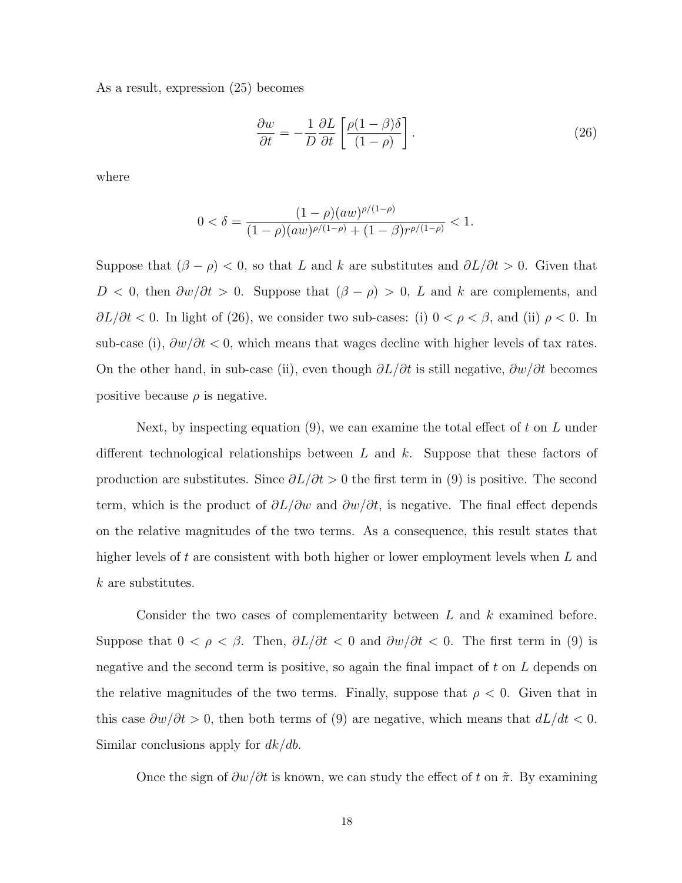As a result, expression (25) becomes

$$\frac{\partial w}{\partial t} = -\frac{1}{D}\frac{\partial L}{\partial t}\left[\frac{\rho(1-\beta)\delta}{(1-\rho)}\right]. \tag{26}$$

where

$$0 < \delta = \frac{(1-\rho)(aw)^{\rho/(1-\rho)}}{(1-\rho)(aw)^{\rho/(1-\rho)} + (1-\beta)r^{\rho/(1-\rho)}} < 1.$$

Suppose that $(\beta - \rho) < 0$, so that $L$ and $k$ are substitutes and $\partial L/\partial t > 0$. Given that $D < 0$, then $\partial w/\partial t > 0$. Suppose that $(\beta - \rho) > 0$, $L$ and $k$ are complements, and $\partial L/\partial t < 0$. In light of (26), we consider two sub-cases: (i) $0 < \rho < \beta$, and (ii) $\rho < 0$. In sub-case (i), $\partial w/\partial t < 0$, which means that wages decline with higher levels of tax rates. On the other hand, in sub-case (ii), even though $\partial L/\partial t$ is still negative, $\partial w/\partial t$ becomes positive because $\rho$ is negative.

Next, by inspecting equation (9), we can examine the total effect of $t$ on $L$ under different technological relationships between $L$ and $k$. Suppose that these factors of production are substitutes. Since $\partial L/\partial t > 0$ the first term in (9) is positive. The second term, which is the product of $\partial L/\partial w$ and $\partial w/\partial t$, is negative. The final effect depends on the relative magnitudes of the two terms. As a consequence, this result states that higher levels of $t$ are consistent with both higher or lower employment levels when $L$ and $k$ are substitutes.

Consider the two cases of complementarity between $L$ and $k$ examined before. Suppose that $0 < \rho < \beta$. Then, $\partial L/\partial t < 0$ and $\partial w/\partial t < 0$. The first term in (9) is negative and the second term is positive, so again the final impact of $t$ on $L$ depends on the relative magnitudes of the two terms. Finally, suppose that $\rho < 0$. Given that in this case $\partial w/\partial t > 0$, then both terms of (9) are negative, which means that $dL/dt < 0$. Similar conclusions apply for $dk/db$.

Once the sign of $\partial w/\partial t$ is known, we can study the effect of $t$ on $\tilde{\pi}$. By examining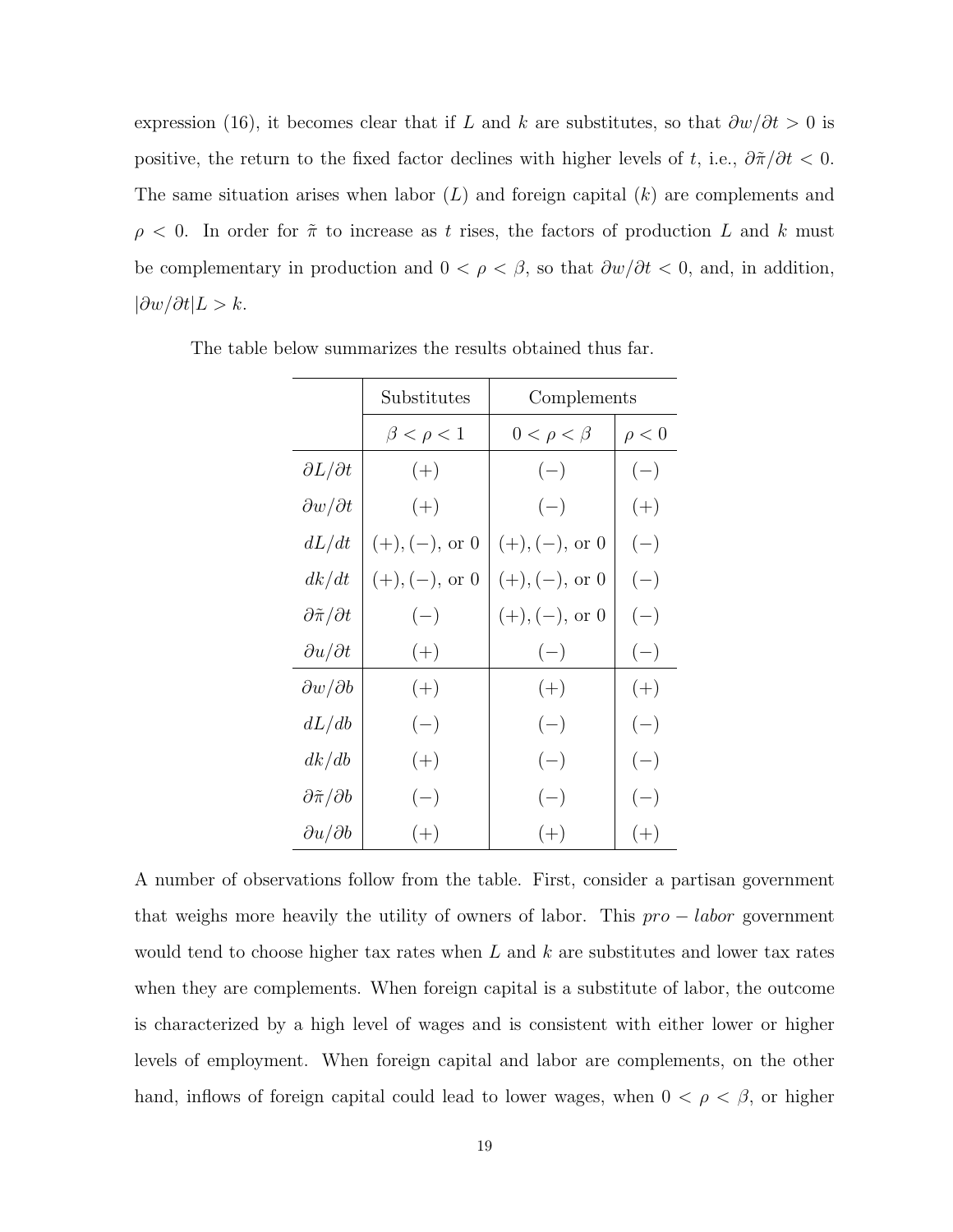expression (16), it becomes clear that if $L$ and $k$ are substitutes, so that $\partial w/\partial t > 0$ is positive, the return to the fixed factor declines with higher levels of $t$, i.e., $\partial\tilde{\pi}/\partial t < 0$. The same situation arises when labor ($L$) and foreign capital ($k$) are complements and $\rho < 0$. In order for $\tilde{\pi}$ to increase as $t$ rises, the factors of production $L$ and $k$ must be complementary in production and $0 < \rho < \beta$, so that $\partial w/\partial t < 0$, and, in addition, $|\partial w/\partial t|L > k$.

The table below summarizes the results obtained thus far.

| | Substitutes | Complements | |
|---|---|---|---|
| | $\beta < \rho < 1$ | $0 < \rho < \beta$ | $\rho < 0$ |
| $\partial L/\partial t$ | $(+)$ | $(-)$ | $(-)$ |
| $\partial w/\partial t$ | $(+)$ | $(-)$ | $(+)$ |
| $dL/dt$ | $(+), (-)$, or $0$ | $(+), (-)$, or $0$ | $(-)$ |
| $dk/dt$ | $(+), (-)$, or $0$ | $(+), (-)$, or $0$ | $(-)$ |
| $\partial\tilde{\pi}/\partial t$ | $(-)$ | $(+), (-)$, or $0$ | $(-)$ |
| $\partial u/\partial t$ | $(+)$ | $(-)$ | $(-)$ |
| $\partial w/\partial b$ | $(+)$ | $(+)$ | $(+)$ |
| $dL/db$ | $(-)$ | $(-)$ | $(-)$ |
| $dk/db$ | $(+)$ | $(-)$ | $(-)$ |
| $\partial\tilde{\pi}/\partial b$ | $(-)$ | $(-)$ | $(-)$ |
| $\partial u/\partial b$ | $(+)$ | $(+)$ | $(+)$ |

A number of observations follow from the table. First, consider a partisan government that weighs more heavily the utility of owners of labor. This $pro-labor$ government would tend to choose higher tax rates when $L$ and $k$ are substitutes and lower tax rates when they are complements. When foreign capital is a substitute of labor, the outcome is characterized by a high level of wages and is consistent with either lower or higher levels of employment. When foreign capital and labor are complements, on the other hand, inflows of foreign capital could lead to lower wages, when $0 < \rho < \beta$, or higher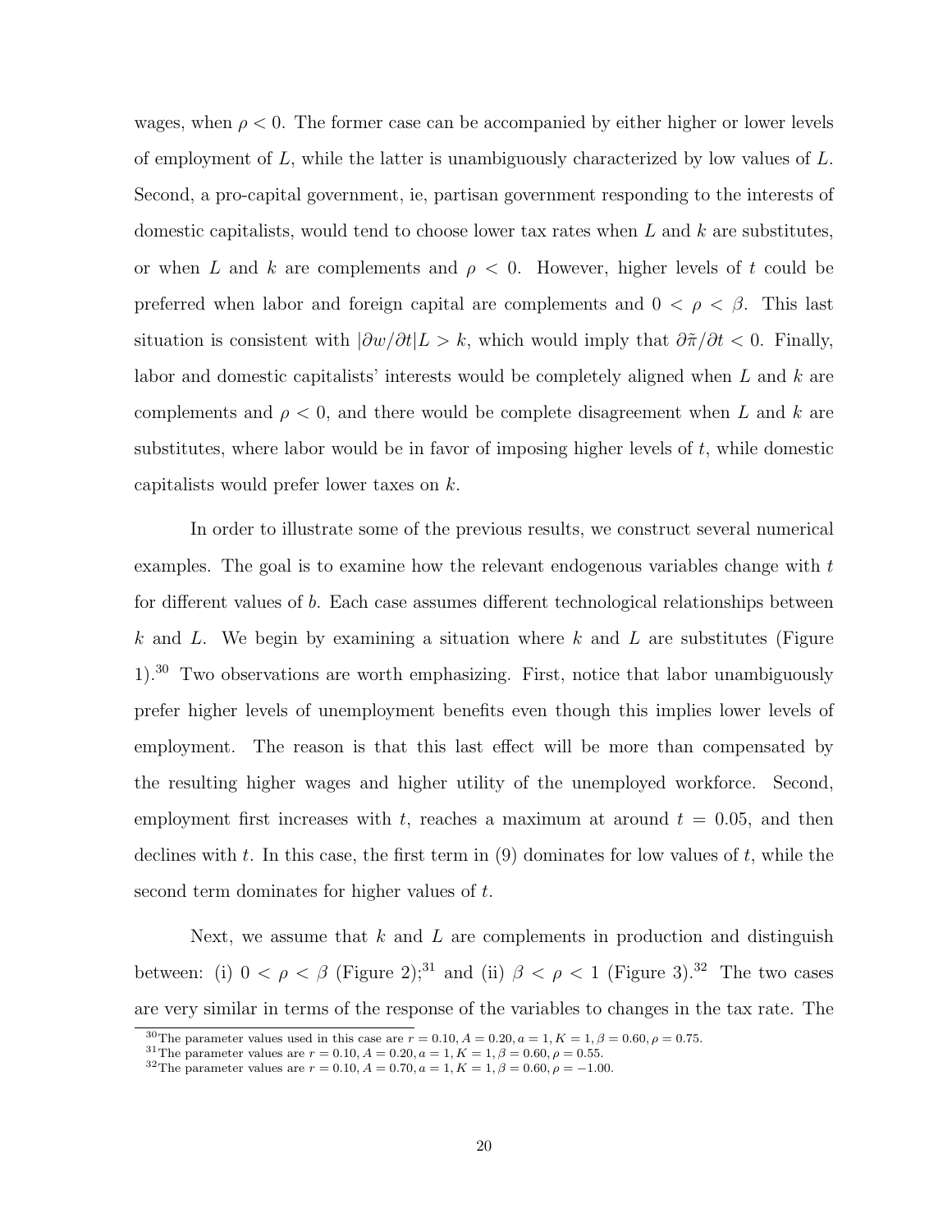wages, when $\rho < 0$. The former case can be accompanied by either higher or lower levels of employment of $L$, while the latter is unambiguously characterized by low values of $L$. Second, a pro-capital government, ie, partisan government responding to the interests of domestic capitalists, would tend to choose lower tax rates when $L$ and $k$ are substitutes, or when $L$ and $k$ are complements and $\rho < 0$. However, higher levels of $t$ could be preferred when labor and foreign capital are complements and $0 < \rho < \beta$. This last situation is consistent with $|\partial w/\partial t|L > k$, which would imply that $\partial\tilde{\pi}/\partial t < 0$. Finally, labor and domestic capitalists' interests would be completely aligned when $L$ and $k$ are complements and $\rho < 0$, and there would be complete disagreement when $L$ and $k$ are substitutes, where labor would be in favor of imposing higher levels of $t$, while domestic capitalists would prefer lower taxes on $k$.

In order to illustrate some of the previous results, we construct several numerical examples. The goal is to examine how the relevant endogenous variables change with $t$ for different values of $b$. Each case assumes different technological relationships between $k$ and $L$. We begin by examining a situation where $k$ and $L$ are substitutes (Figure 1).[30] Two observations are worth emphasizing. First, notice that labor unambiguously prefer higher levels of unemployment benefits even though this implies lower levels of employment. The reason is that this last effect will be more than compensated by the resulting higher wages and higher utility of the unemployed workforce. Second, employment first increases with $t$, reaches a maximum at around $t = 0.05$, and then declines with $t$. In this case, the first term in (9) dominates for low values of $t$, while the second term dominates for higher values of $t$.

Next, we assume that $k$ and $L$ are complements in production and distinguish between: (i) $0 < \rho < \beta$ (Figure 2);[31] and (ii) $\beta < \rho < 1$ (Figure 3).[32] The two cases are very similar in terms of the response of the variables to changes in the tax rate. The

[30] The parameter values used in this case are $r = 0.10, A = 0.20, a = 1, K = 1, \beta = 0.60, \rho = 0.75$.

[31] The parameter values are $r = 0.10, A = 0.20, a = 1, K = 1, \beta = 0.60, \rho = 0.55$.

[32] The parameter values are $r = 0.10, A = 0.70, a = 1, K = 1, \beta = 0.60, \rho = -1.00$.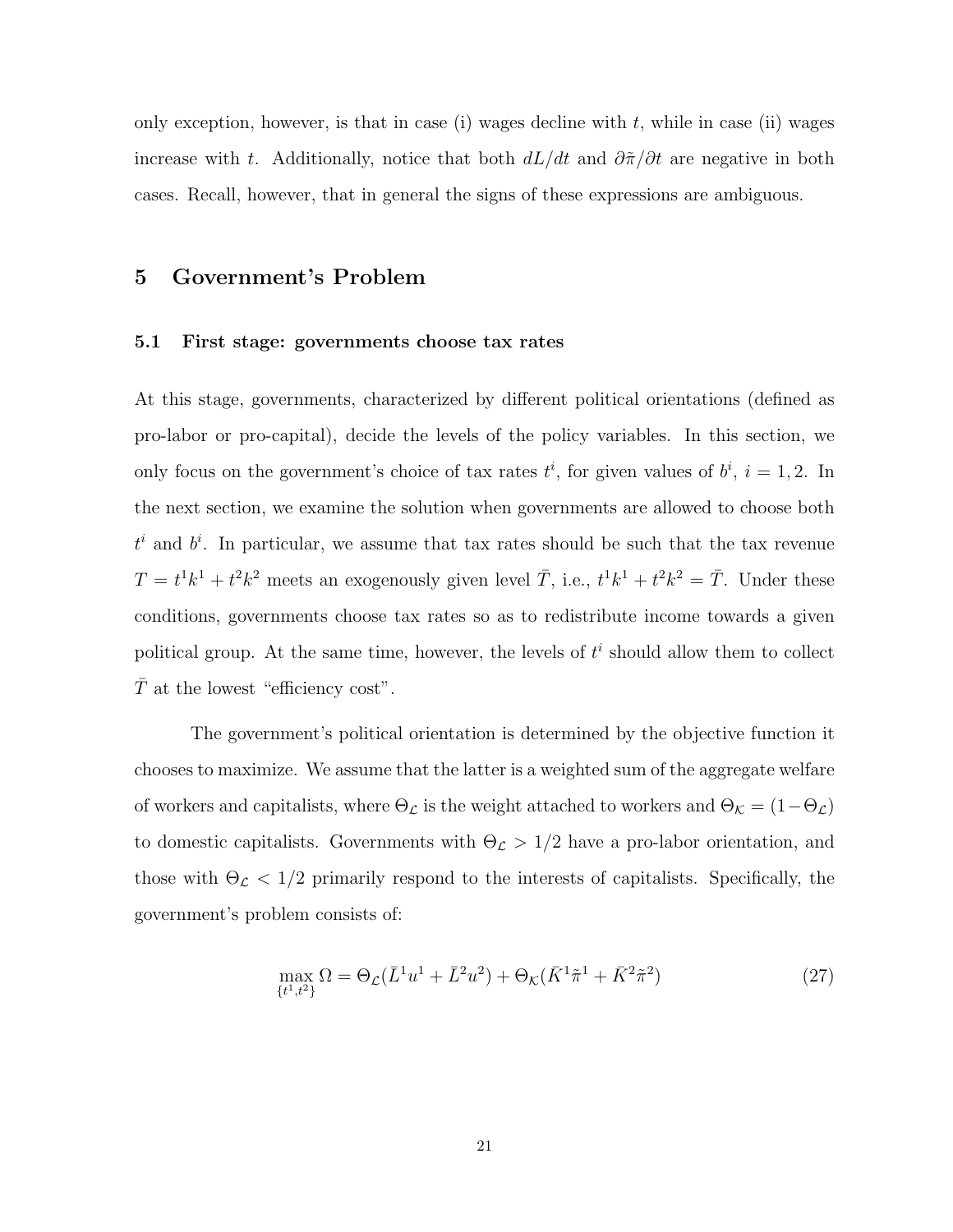only exception, however, is that in case (i) wages decline with $t$, while in case (ii) wages increase with $t$. Additionally, notice that both $dL/dt$ and $\partial\tilde{\pi}/\partial t$ are negative in both cases. Recall, however, that in general the signs of these expressions are ambiguous.

# 5 Government's Problem

## 5.1 First stage: governments choose tax rates

At this stage, governments, characterized by different political orientations (defined as pro-labor or pro-capital), decide the levels of the policy variables. In this section, we only focus on the government's choice of tax rates $t^i$, for given values of $b^i$, $i = 1, 2$. In the next section, we examine the solution when governments are allowed to choose both $t^i$ and $b^i$. In particular, we assume that tax rates should be such that the tax revenue $T = t^1k^1 + t^2k^2$ meets an exogenously given level $\bar{T}$, i.e., $t^1k^1 + t^2k^2 = \bar{T}$. Under these conditions, governments choose tax rates so as to redistribute income towards a given political group. At the same time, however, the levels of $t^i$ should allow them to collect $\bar{T}$ at the lowest "efficiency cost".

The government's political orientation is determined by the objective function it chooses to maximize. We assume that the latter is a weighted sum of the aggregate welfare of workers and capitalists, where $\Theta_{\mathcal{L}}$ is the weight attached to workers and $\Theta_{\mathcal{K}} = (1 - \Theta_{\mathcal{L}})$ to domestic capitalists. Governments with $\Theta_{\mathcal{L}} > 1/2$ have a pro-labor orientation, and those with $\Theta_{\mathcal{L}} < 1/2$ primarily respond to the interests of capitalists. Specifically, the government's problem consists of:

$$\max_{\{t^1,t^2\}} \Omega = \Theta_{\mathcal{L}}(\bar{L}^1u^1 + \bar{L}^2u^2) + \Theta_{\mathcal{K}}(\bar{K}^1\tilde{\pi}^1 + \bar{K}^2\tilde{\pi}^2) \tag{27}$$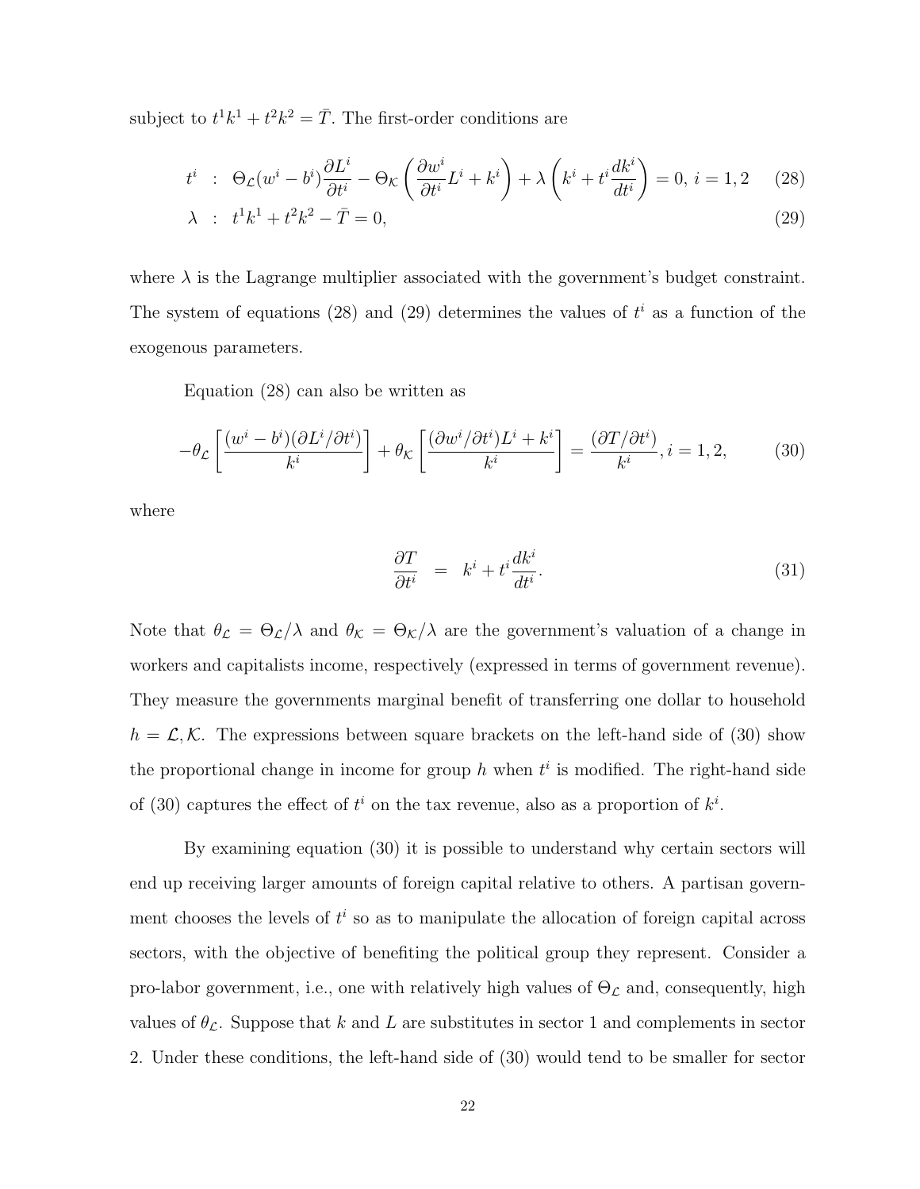subject to $t^1 k^1 + t^2 k^2 = \bar{T}$. The first-order conditions are

$$
\begin{aligned}
t^i &: \ \Theta_{\mathcal{L}}(w^i - b^i)\frac{\partial L^i}{\partial t^i} - \Theta_{\mathcal{K}}\left(\frac{\partial w^i}{\partial t^i}L^i + k^i\right) + \lambda\left(k^i + t^i\frac{dk^i}{dt^i}\right) = 0,\ i = 1, 2 \qquad (28)\\
\lambda &: \ t^1 k^1 + t^2 k^2 - \bar{T} = 0, \qquad (29)
\end{aligned}
$$

where $\lambda$ is the Lagrange multiplier associated with the government's budget constraint. The system of equations (28) and (29) determines the values of $t^i$ as a function of the exogenous parameters.

Equation (28) can also be written as

$$
-\theta_{\mathcal{L}}\left[\frac{(w^i - b^i)(\partial L^i/\partial t^i)}{k^i}\right] + \theta_{\mathcal{K}}\left[\frac{(\partial w^i/\partial t^i)L^i + k^i}{k^i}\right] = \frac{(\partial T/\partial t^i)}{k^i}, i = 1, 2, \qquad (30)
$$

where

$$
\frac{\partial T}{\partial t^i} = k^i + t^i\frac{dk^i}{dt^i}. \qquad (31)
$$

Note that $\theta_{\mathcal{L}} = \Theta_{\mathcal{L}}/\lambda$ and $\theta_{\mathcal{K}} = \Theta_{\mathcal{K}}/\lambda$ are the government's valuation of a change in workers and capitalists income, respectively (expressed in terms of government revenue). They measure the governments marginal benefit of transferring one dollar to household $h = \mathcal{L}, \mathcal{K}$. The expressions between square brackets on the left-hand side of (30) show the proportional change in income for group $h$ when $t^i$ is modified. The right-hand side of (30) captures the effect of $t^i$ on the tax revenue, also as a proportion of $k^i$.

By examining equation (30) it is possible to understand why certain sectors will end up receiving larger amounts of foreign capital relative to others. A partisan government chooses the levels of $t^i$ so as to manipulate the allocation of foreign capital across sectors, with the objective of benefiting the political group they represent. Consider a pro-labor government, i.e., one with relatively high values of $\Theta_{\mathcal{L}}$ and, consequently, high values of $\theta_{\mathcal{L}}$. Suppose that $k$ and $L$ are substitutes in sector 1 and complements in sector 2. Under these conditions, the left-hand side of (30) would tend to be smaller for sector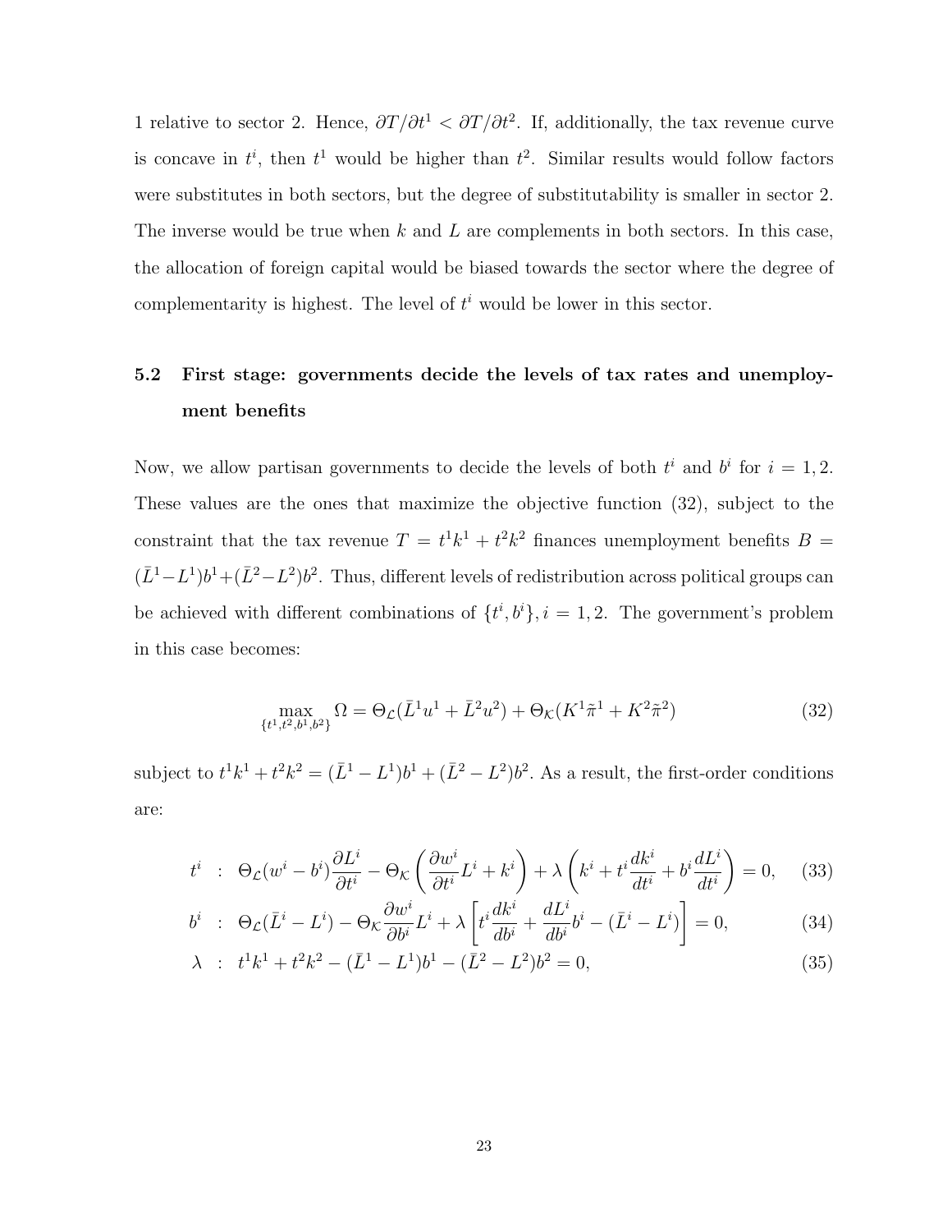1 relative to sector 2. Hence, $\partial T/\partial t^1 < \partial T/\partial t^2$. If, additionally, the tax revenue curve is concave in $t^i$, then $t^1$ would be higher than $t^2$. Similar results would follow factors were substitutes in both sectors, but the degree of substitutability is smaller in sector 2. The inverse would be true when $k$ and $L$ are complements in both sectors. In this case, the allocation of foreign capital would be biased towards the sector where the degree of complementarity is highest. The level of $t^i$ would be lower in this sector.

### 5.2 First stage: governments decide the levels of tax rates and unemployment benefits

Now, we allow partisan governments to decide the levels of both $t^i$ and $b^i$ for $i = 1, 2$. These values are the ones that maximize the objective function (32), subject to the constraint that the tax revenue $T = t^1k^1 + t^2k^2$ finances unemployment benefits $B = (\bar{L}^1 - L^1)b^1 + (\bar{L}^2 - L^2)b^2$. Thus, different levels of redistribution across political groups can be achieved with different combinations of $\{t^i, b^i\}, i = 1, 2$. The government's problem in this case becomes:

$$\max_{\{t^1,t^2,b^1,b^2\}} \Omega = \Theta_{\mathcal{L}}(\bar{L}^1u^1 + \bar{L}^2u^2) + \Theta_{\mathcal{K}}(K^1\tilde{\pi}^1 + K^2\tilde{\pi}^2) \tag{32}$$

subject to $t^1k^1 + t^2k^2 = (\bar{L}^1 - L^1)b^1 + (\bar{L}^2 - L^2)b^2$. As a result, the first-order conditions are:

$$t^i \ : \ \Theta_{\mathcal{L}}(w^i - b^i)\frac{\partial L^i}{\partial t^i} - \Theta_{\mathcal{K}}\left(\frac{\partial w^i}{\partial t^i}L^i + k^i\right) + \lambda\left(k^i + t^i\frac{dk^i}{dt^i} + b^i\frac{dL^i}{dt^i}\right) = 0, \tag{33}$$

$$b^i \ : \ \Theta_{\mathcal{L}}(\bar{L}^i - L^i) - \Theta_{\mathcal{K}}\frac{\partial w^i}{\partial b^i}L^i + \lambda\left[t^i\frac{dk^i}{db^i} + \frac{dL^i}{db^i}b^i - (\bar{L}^i - L^i)\right] = 0, \tag{34}$$

$$\lambda \ : \ t^1k^1 + t^2k^2 - (\bar{L}^1 - L^1)b^1 - (\bar{L}^2 - L^2)b^2 = 0, \tag{35}$$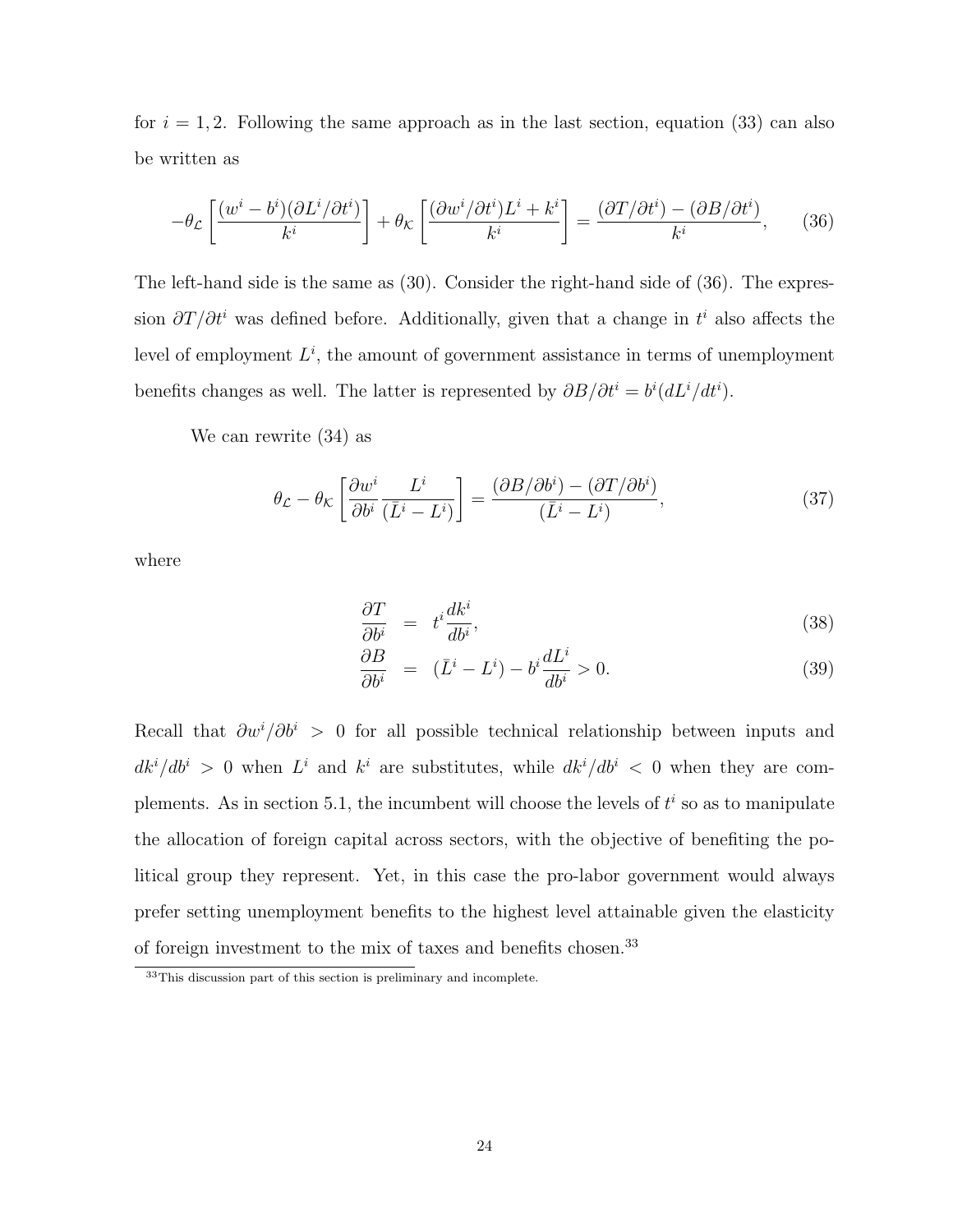for $i = 1, 2$. Following the same approach as in the last section, equation (33) can also be written as

$$-\theta_{\mathcal{L}} \left[ \frac{(w^i - b^i)(\partial L^i / \partial t^i)}{k^i} \right] + \theta_{\mathcal{K}} \left[ \frac{(\partial w^i / \partial t^i) L^i + k^i}{k^i} \right] = \frac{(\partial T / \partial t^i) - (\partial B / \partial t^i)}{k^i}, \tag{36}$$

The left-hand side is the same as (30). Consider the right-hand side of (36). The expression $\partial T / \partial t^i$ was defined before. Additionally, given that a change in $t^i$ also affects the level of employment $L^i$, the amount of government assistance in terms of unemployment benefits changes as well. The latter is represented by $\partial B / \partial t^i = b^i (dL^i / dt^i)$.

We can rewrite (34) as

$$\theta_{\mathcal{L}} - \theta_{\mathcal{K}} \left[ \frac{\partial w^i}{\partial b^i} \frac{L^i}{(\bar{L}^i - L^i)} \right] = \frac{(\partial B / \partial b^i) - (\partial T / \partial b^i)}{(\bar{L}^i - L^i)}, \tag{37}$$

where

$$\frac{\partial T}{\partial b^i} = t^i \frac{dk^i}{db^i}, \tag{38}$$

$$\frac{\partial B}{\partial b^i} = (\bar{L}^i - L^i) - b^i \frac{dL^i}{db^i} > 0. \tag{39}$$

Recall that $\partial w^i / \partial b^i > 0$ for all possible technical relationship between inputs and $dk^i / db^i > 0$ when $L^i$ and $k^i$ are substitutes, while $dk^i / db^i < 0$ when they are complements. As in section 5.1, the incumbent will choose the levels of $t^i$ so as to manipulate the allocation of foreign capital across sectors, with the objective of benefiting the political group they represent. Yet, in this case the pro-labor government would always prefer setting unemployment benefits to the highest level attainable given the elasticity of foreign investment to the mix of taxes and benefits chosen.[33]

[33] This discussion part of this section is preliminary and incomplete.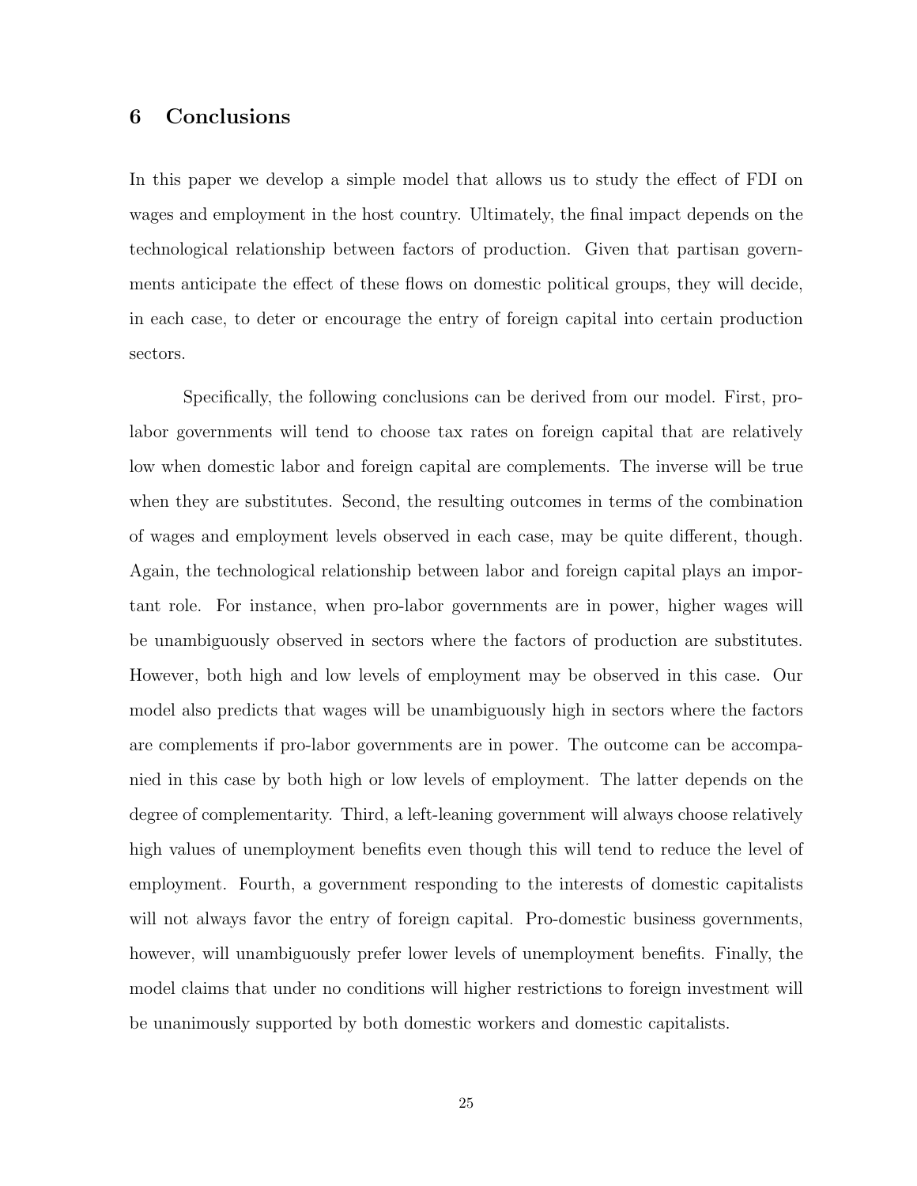## 6 Conclusions

In this paper we develop a simple model that allows us to study the effect of FDI on wages and employment in the host country. Ultimately, the final impact depends on the technological relationship between factors of production. Given that partisan governments anticipate the effect of these flows on domestic political groups, they will decide, in each case, to deter or encourage the entry of foreign capital into certain production sectors.

Specifically, the following conclusions can be derived from our model. First, pro-labor governments will tend to choose tax rates on foreign capital that are relatively low when domestic labor and foreign capital are complements. The inverse will be true when they are substitutes. Second, the resulting outcomes in terms of the combination of wages and employment levels observed in each case, may be quite different, though. Again, the technological relationship between labor and foreign capital plays an important role. For instance, when pro-labor governments are in power, higher wages will be unambiguously observed in sectors where the factors of production are substitutes. However, both high and low levels of employment may be observed in this case. Our model also predicts that wages will be unambiguously high in sectors where the factors are complements if pro-labor governments are in power. The outcome can be accompanied in this case by both high or low levels of employment. The latter depends on the degree of complementarity. Third, a left-leaning government will always choose relatively high values of unemployment benefits even though this will tend to reduce the level of employment. Fourth, a government responding to the interests of domestic capitalists will not always favor the entry of foreign capital. Pro-domestic business governments, however, will unambiguously prefer lower levels of unemployment benefits. Finally, the model claims that under no conditions will higher restrictions to foreign investment will be unanimously supported by both domestic workers and domestic capitalists.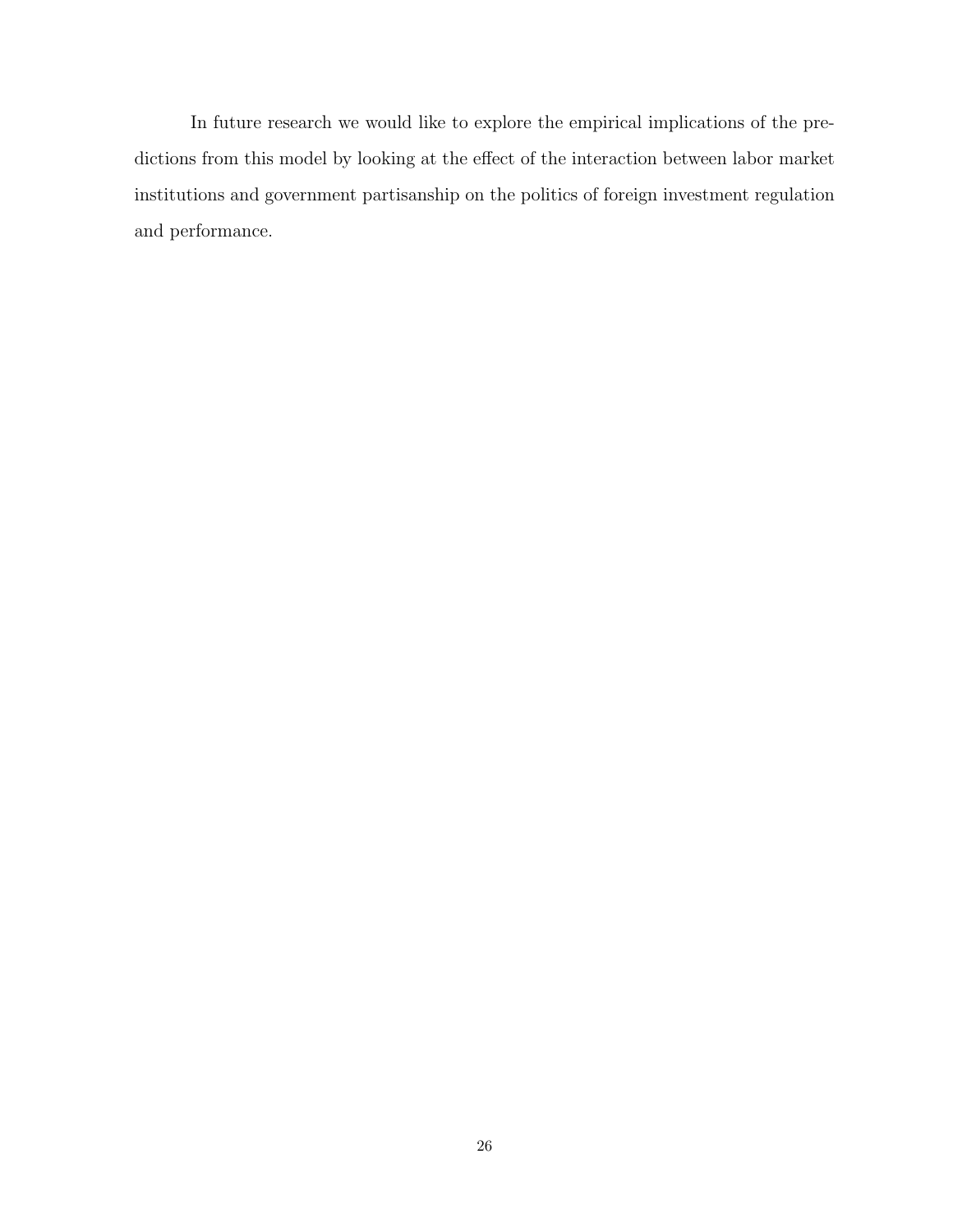In future research we would like to explore the empirical implications of the predictions from this model by looking at the effect of the interaction between labor market institutions and government partisanship on the politics of foreign investment regulation and performance.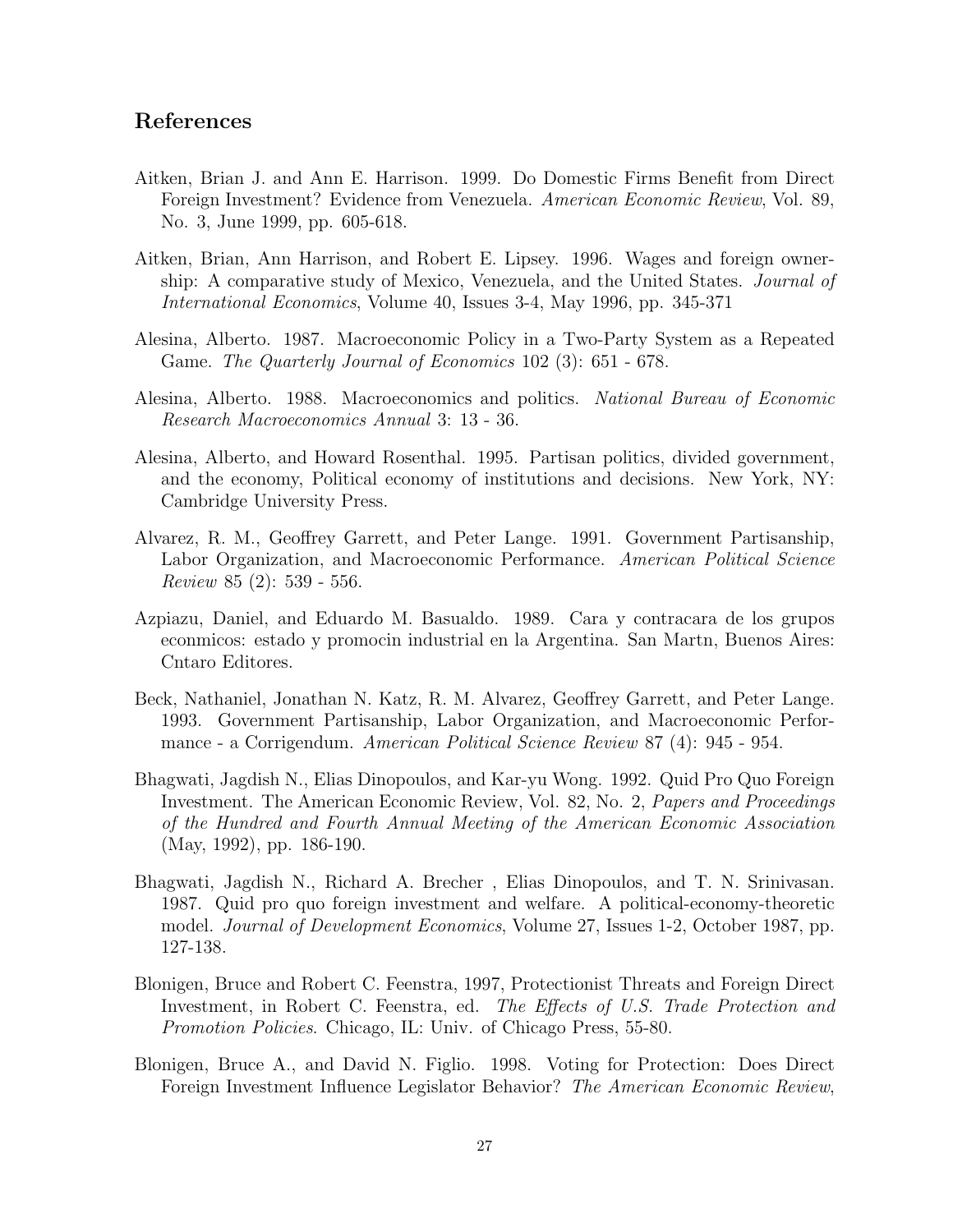## References

Aitken, Brian J. and Ann E. Harrison. 1999. Do Domestic Firms Benefit from Direct Foreign Investment? Evidence from Venezuela. *American Economic Review*, Vol. 89, No. 3, June 1999, pp. 605-618.

Aitken, Brian, Ann Harrison, and Robert E. Lipsey. 1996. Wages and foreign ownership: A comparative study of Mexico, Venezuela, and the United States. *Journal of International Economics*, Volume 40, Issues 3-4, May 1996, pp. 345-371

Alesina, Alberto. 1987. Macroeconomic Policy in a Two-Party System as a Repeated Game. *The Quarterly Journal of Economics* 102 (3): 651 - 678.

Alesina, Alberto. 1988. Macroeconomics and politics. *National Bureau of Economic Research Macroeconomics Annual* 3: 13 - 36.

Alesina, Alberto, and Howard Rosenthal. 1995. Partisan politics, divided government, and the economy, Political economy of institutions and decisions. New York, NY: Cambridge University Press.

Alvarez, R. M., Geoffrey Garrett, and Peter Lange. 1991. Government Partisanship, Labor Organization, and Macroeconomic Performance. *American Political Science Review* 85 (2): 539 - 556.

Azpiazu, Daniel, and Eduardo M. Basualdo. 1989. Cara y contracara de los grupos econmicos: estado y promocin industrial en la Argentina. San Martn, Buenos Aires: Cntaro Editores.

Beck, Nathaniel, Jonathan N. Katz, R. M. Alvarez, Geoffrey Garrett, and Peter Lange. 1993. Government Partisanship, Labor Organization, and Macroeconomic Performance - a Corrigendum. *American Political Science Review* 87 (4): 945 - 954.

Bhagwati, Jagdish N., Elias Dinopoulos, and Kar-yu Wong. 1992. Quid Pro Quo Foreign Investment. The American Economic Review, Vol. 82, No. 2, *Papers and Proceedings of the Hundred and Fourth Annual Meeting of the American Economic Association* (May, 1992), pp. 186-190.

Bhagwati, Jagdish N., Richard A. Brecher , Elias Dinopoulos, and T. N. Srinivasan. 1987. Quid pro quo foreign investment and welfare. A political-economy-theoretic model. *Journal of Development Economics*, Volume 27, Issues 1-2, October 1987, pp. 127-138.

Blonigen, Bruce and Robert C. Feenstra, 1997, Protectionist Threats and Foreign Direct Investment, in Robert C. Feenstra, ed. *The Effects of U.S. Trade Protection and Promotion Policies*. Chicago, IL: Univ. of Chicago Press, 55-80.

Blonigen, Bruce A., and David N. Figlio. 1998. Voting for Protection: Does Direct Foreign Investment Influence Legislator Behavior? *The American Economic Review*,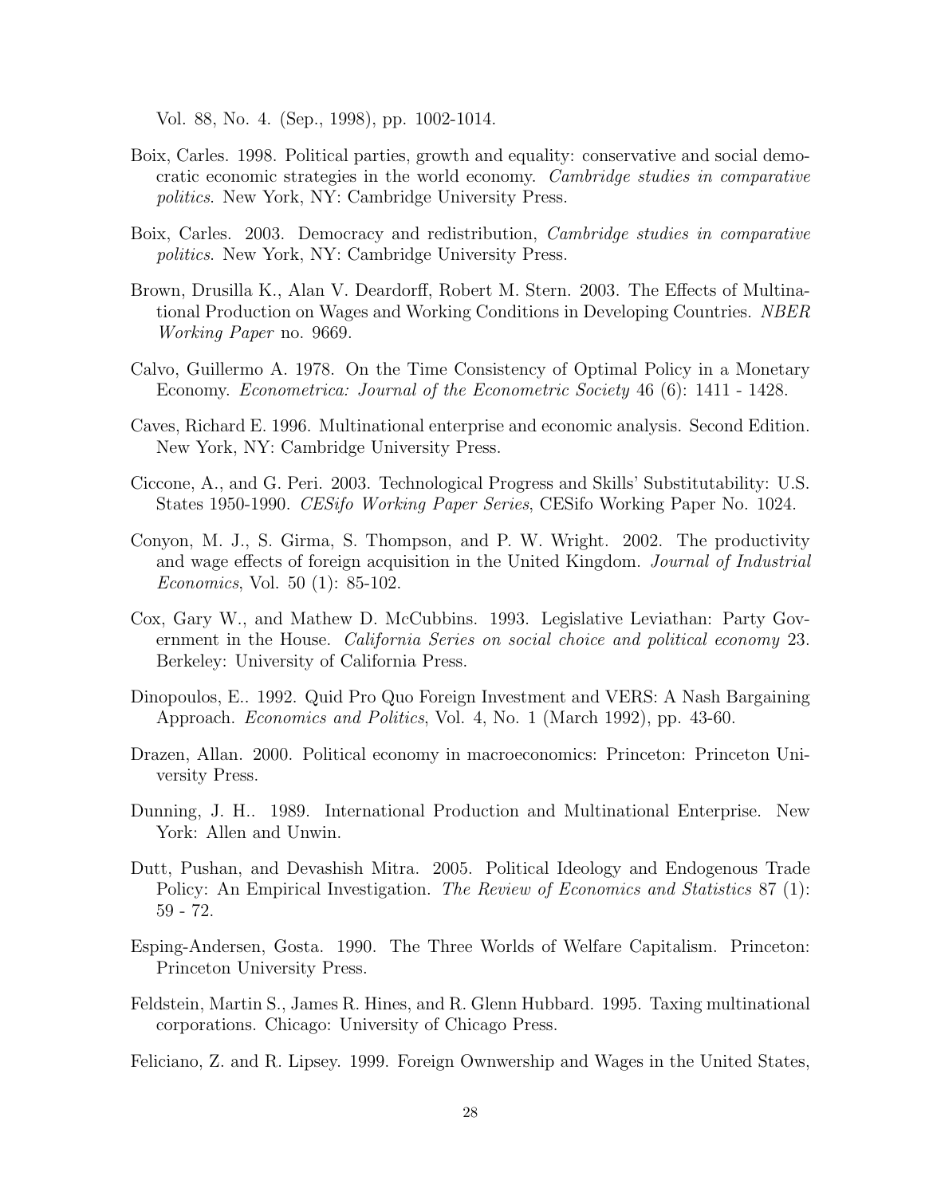Vol. 88, No. 4. (Sep., 1998), pp. 1002-1014.

Boix, Carles. 1998. Political parties, growth and equality: conservative and social democratic economic strategies in the world economy. *Cambridge studies in comparative politics*. New York, NY: Cambridge University Press.

Boix, Carles. 2003. Democracy and redistribution, *Cambridge studies in comparative politics*. New York, NY: Cambridge University Press.

Brown, Drusilla K., Alan V. Deardorff, Robert M. Stern. 2003. The Effects of Multinational Production on Wages and Working Conditions in Developing Countries. *NBER Working Paper* no. 9669.

Calvo, Guillermo A. 1978. On the Time Consistency of Optimal Policy in a Monetary Economy. *Econometrica: Journal of the Econometric Society* 46 (6): 1411 - 1428.

Caves, Richard E. 1996. Multinational enterprise and economic analysis. Second Edition. New York, NY: Cambridge University Press.

Ciccone, A., and G. Peri. 2003. Technological Progress and Skills' Substitutability: U.S. States 1950-1990. *CESifo Working Paper Series*, CESifo Working Paper No. 1024.

Conyon, M. J., S. Girma, S. Thompson, and P. W. Wright. 2002. The productivity and wage effects of foreign acquisition in the United Kingdom. *Journal of Industrial Economics*, Vol. 50 (1): 85-102.

Cox, Gary W., and Mathew D. McCubbins. 1993. Legislative Leviathan: Party Government in the House. *California Series on social choice and political economy* 23. Berkeley: University of California Press.

Dinopoulos, E.. 1992. Quid Pro Quo Foreign Investment and VERS: A Nash Bargaining Approach. *Economics and Politics*, Vol. 4, No. 1 (March 1992), pp. 43-60.

Drazen, Allan. 2000. Political economy in macroeconomics: Princeton: Princeton University Press.

Dunning, J. H.. 1989. International Production and Multinational Enterprise. New York: Allen and Unwin.

Dutt, Pushan, and Devashish Mitra. 2005. Political Ideology and Endogenous Trade Policy: An Empirical Investigation. *The Review of Economics and Statistics* 87 (1): 59 - 72.

Esping-Andersen, Gosta. 1990. The Three Worlds of Welfare Capitalism. Princeton: Princeton University Press.

Feldstein, Martin S., James R. Hines, and R. Glenn Hubbard. 1995. Taxing multinational corporations. Chicago: University of Chicago Press.

Feliciano, Z. and R. Lipsey. 1999. Foreign Ownwership and Wages in the United States,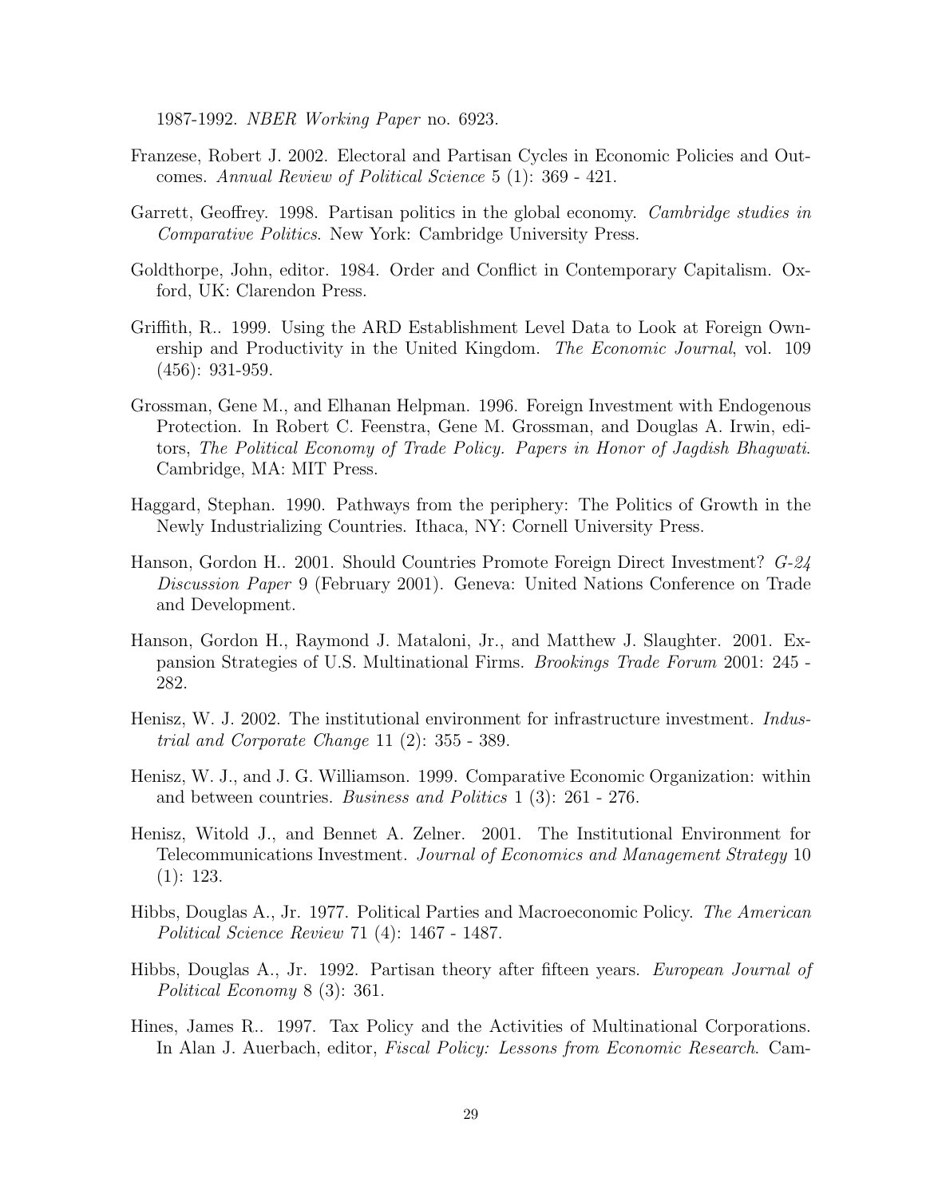1987-1992. *NBER Working Paper* no. 6923.

Franzese, Robert J. 2002. Electoral and Partisan Cycles in Economic Policies and Outcomes. *Annual Review of Political Science* 5 (1): 369 - 421.

Garrett, Geoffrey. 1998. Partisan politics in the global economy. *Cambridge studies in Comparative Politics*. New York: Cambridge University Press.

Goldthorpe, John, editor. 1984. Order and Conflict in Contemporary Capitalism. Oxford, UK: Clarendon Press.

Griffith, R.. 1999. Using the ARD Establishment Level Data to Look at Foreign Ownership and Productivity in the United Kingdom. *The Economic Journal*, vol. 109 (456): 931-959.

Grossman, Gene M., and Elhanan Helpman. 1996. Foreign Investment with Endogenous Protection. In Robert C. Feenstra, Gene M. Grossman, and Douglas A. Irwin, editors, *The Political Economy of Trade Policy. Papers in Honor of Jagdish Bhagwati*. Cambridge, MA: MIT Press.

Haggard, Stephan. 1990. Pathways from the periphery: The Politics of Growth in the Newly Industrializing Countries. Ithaca, NY: Cornell University Press.

Hanson, Gordon H.. 2001. Should Countries Promote Foreign Direct Investment? *G-24 Discussion Paper* 9 (February 2001). Geneva: United Nations Conference on Trade and Development.

Hanson, Gordon H., Raymond J. Mataloni, Jr., and Matthew J. Slaughter. 2001. Expansion Strategies of U.S. Multinational Firms. *Brookings Trade Forum* 2001: 245 - 282.

Henisz, W. J. 2002. The institutional environment for infrastructure investment. *Industrial and Corporate Change* 11 (2): 355 - 389.

Henisz, W. J., and J. G. Williamson. 1999. Comparative Economic Organization: within and between countries. *Business and Politics* 1 (3): 261 - 276.

Henisz, Witold J., and Bennet A. Zelner. 2001. The Institutional Environment for Telecommunications Investment. *Journal of Economics and Management Strategy* 10 (1): 123.

Hibbs, Douglas A., Jr. 1977. Political Parties and Macroeconomic Policy. *The American Political Science Review* 71 (4): 1467 - 1487.

Hibbs, Douglas A., Jr. 1992. Partisan theory after fifteen years. *European Journal of Political Economy* 8 (3): 361.

Hines, James R.. 1997. Tax Policy and the Activities of Multinational Corporations. In Alan J. Auerbach, editor, *Fiscal Policy: Lessons from Economic Research*. Cam-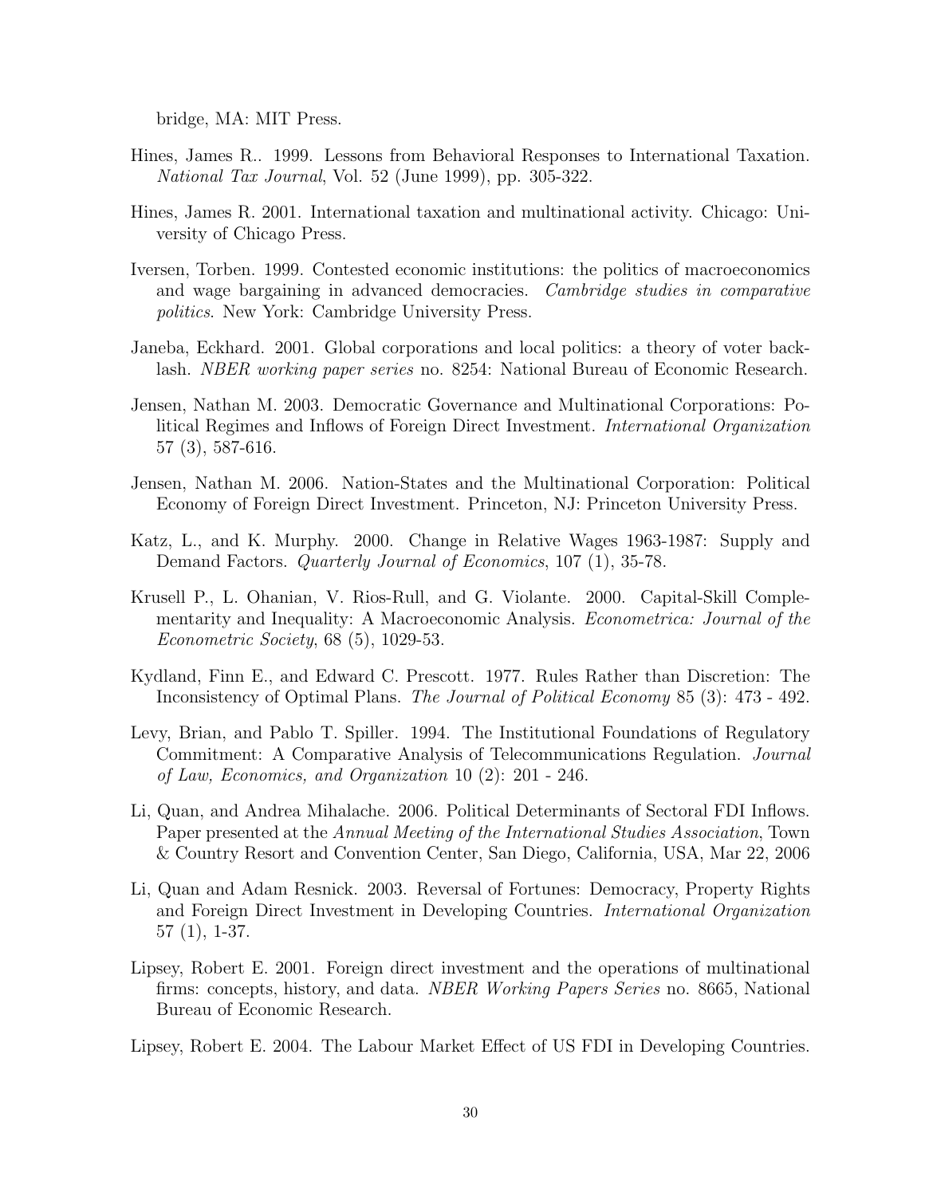bridge, MA: MIT Press.

Hines, James R.. 1999. Lessons from Behavioral Responses to International Taxation. *National Tax Journal*, Vol. 52 (June 1999), pp. 305-322.

Hines, James R. 2001. International taxation and multinational activity. Chicago: University of Chicago Press.

Iversen, Torben. 1999. Contested economic institutions: the politics of macroeconomics and wage bargaining in advanced democracies. *Cambridge studies in comparative politics*. New York: Cambridge University Press.

Janeba, Eckhard. 2001. Global corporations and local politics: a theory of voter backlash. *NBER working paper series* no. 8254: National Bureau of Economic Research.

Jensen, Nathan M. 2003. Democratic Governance and Multinational Corporations: Political Regimes and Inflows of Foreign Direct Investment. *International Organization* 57 (3), 587-616.

Jensen, Nathan M. 2006. Nation-States and the Multinational Corporation: Political Economy of Foreign Direct Investment. Princeton, NJ: Princeton University Press.

Katz, L., and K. Murphy. 2000. Change in Relative Wages 1963-1987: Supply and Demand Factors. *Quarterly Journal of Economics*, 107 (1), 35-78.

Krusell P., L. Ohanian, V. Rios-Rull, and G. Violante. 2000. Capital-Skill Complementarity and Inequality: A Macroeconomic Analysis. *Econometrica: Journal of the Econometric Society*, 68 (5), 1029-53.

Kydland, Finn E., and Edward C. Prescott. 1977. Rules Rather than Discretion: The Inconsistency of Optimal Plans. *The Journal of Political Economy* 85 (3): 473 - 492.

Levy, Brian, and Pablo T. Spiller. 1994. The Institutional Foundations of Regulatory Commitment: A Comparative Analysis of Telecommunications Regulation. *Journal of Law, Economics, and Organization* 10 (2): 201 - 246.

Li, Quan, and Andrea Mihalache. 2006. Political Determinants of Sectoral FDI Inflows. Paper presented at the *Annual Meeting of the International Studies Association*, Town & Country Resort and Convention Center, San Diego, California, USA, Mar 22, 2006

Li, Quan and Adam Resnick. 2003. Reversal of Fortunes: Democracy, Property Rights and Foreign Direct Investment in Developing Countries. *International Organization* 57 (1), 1-37.

Lipsey, Robert E. 2001. Foreign direct investment and the operations of multinational firms: concepts, history, and data. *NBER Working Papers Series* no. 8665, National Bureau of Economic Research.

Lipsey, Robert E. 2004. The Labour Market Effect of US FDI in Developing Countries.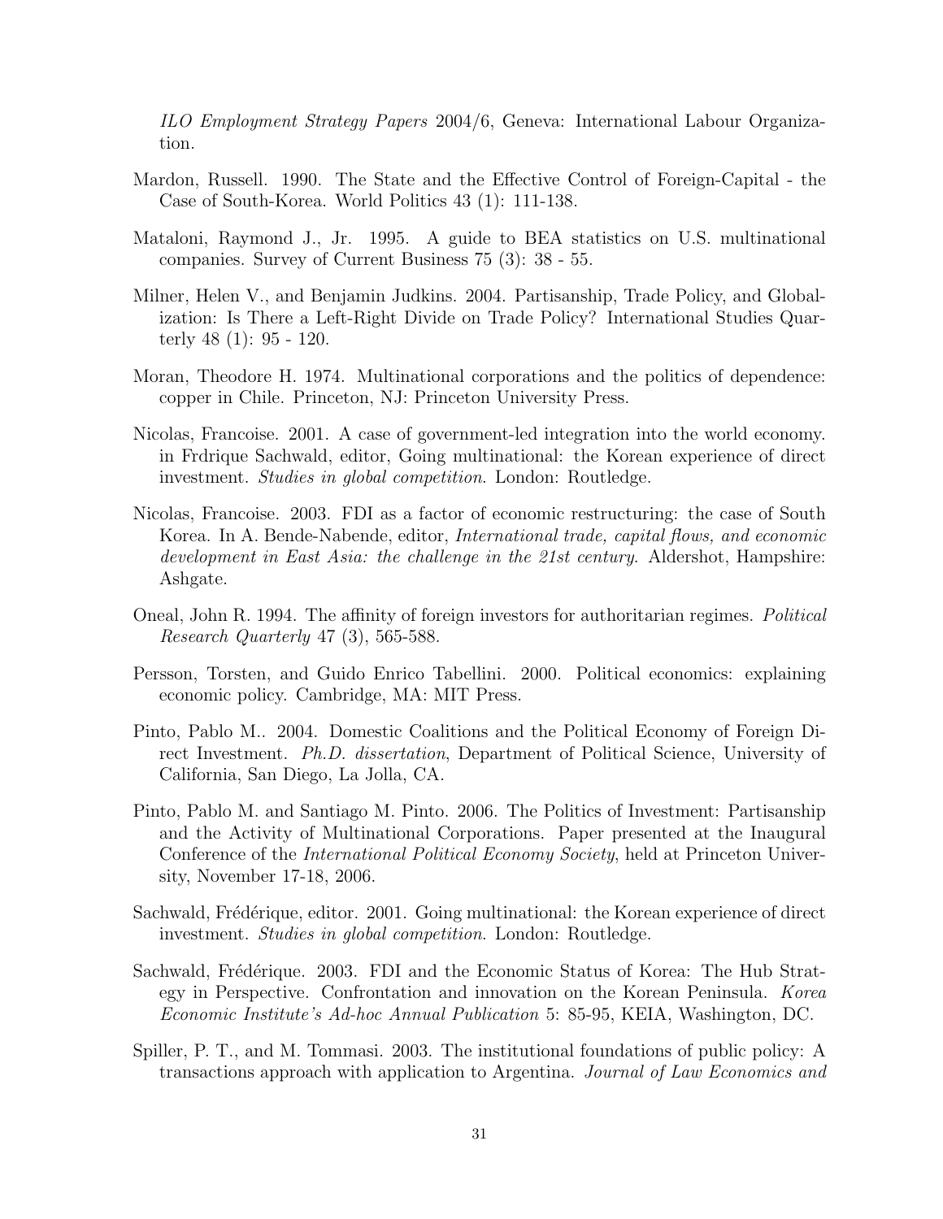*ILO Employment Strategy Papers* 2004/6, Geneva: International Labour Organization.

Mardon, Russell. 1990. The State and the Effective Control of Foreign-Capital - the Case of South-Korea. World Politics 43 (1): 111-138.

Mataloni, Raymond J., Jr. 1995. A guide to BEA statistics on U.S. multinational companies. Survey of Current Business 75 (3): 38 - 55.

Milner, Helen V., and Benjamin Judkins. 2004. Partisanship, Trade Policy, and Globalization: Is There a Left-Right Divide on Trade Policy? International Studies Quarterly 48 (1): 95 - 120.

Moran, Theodore H. 1974. Multinational corporations and the politics of dependence: copper in Chile. Princeton, NJ: Princeton University Press.

Nicolas, Francoise. 2001. A case of government-led integration into the world economy. in Frdrique Sachwald, editor, Going multinational: the Korean experience of direct investment. *Studies in global competition*. London: Routledge.

Nicolas, Francoise. 2003. FDI as a factor of economic restructuring: the case of South Korea. In A. Bende-Nabende, editor, *International trade, capital flows, and economic development in East Asia: the challenge in the 21st century*. Aldershot, Hampshire: Ashgate.

Oneal, John R. 1994. The affinity of foreign investors for authoritarian regimes. *Political Research Quarterly* 47 (3), 565-588.

Persson, Torsten, and Guido Enrico Tabellini. 2000. Political economics: explaining economic policy. Cambridge, MA: MIT Press.

Pinto, Pablo M.. 2004. Domestic Coalitions and the Political Economy of Foreign Direct Investment. *Ph.D. dissertation*, Department of Political Science, University of California, San Diego, La Jolla, CA.

Pinto, Pablo M. and Santiago M. Pinto. 2006. The Politics of Investment: Partisanship and the Activity of Multinational Corporations. Paper presented at the Inaugural Conference of the *International Political Economy Society*, held at Princeton University, November 17-18, 2006.

Sachwald, Frédérique, editor. 2001. Going multinational: the Korean experience of direct investment. *Studies in global competition*. London: Routledge.

Sachwald, Frédérique. 2003. FDI and the Economic Status of Korea: The Hub Strategy in Perspective. Confrontation and innovation on the Korean Peninsula. *Korea Economic Institute's Ad-hoc Annual Publication* 5: 85-95, KEIA, Washington, DC.

Spiller, P. T., and M. Tommasi. 2003. The institutional foundations of public policy: A transactions approach with application to Argentina. *Journal of Law Economics and*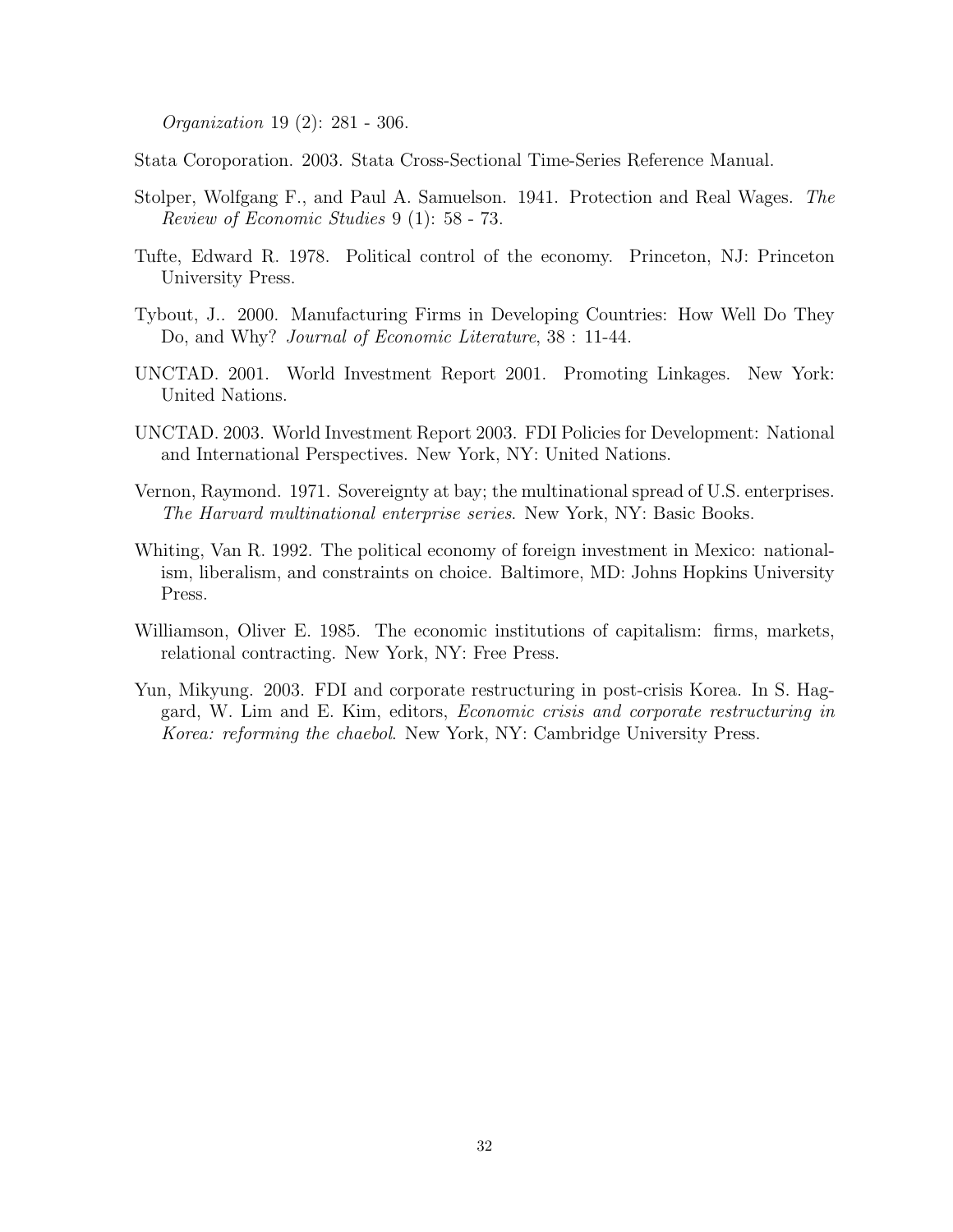*Organization* 19 (2): 281 - 306.

Stata Coroporation. 2003. Stata Cross-Sectional Time-Series Reference Manual.

Stolper, Wolfgang F., and Paul A. Samuelson. 1941. Protection and Real Wages. *The Review of Economic Studies* 9 (1): 58 - 73.

Tufte, Edward R. 1978. Political control of the economy. Princeton, NJ: Princeton University Press.

Tybout, J.. 2000. Manufacturing Firms in Developing Countries: How Well Do They Do, and Why? *Journal of Economic Literature*, 38 : 11-44.

UNCTAD. 2001. World Investment Report 2001. Promoting Linkages. New York: United Nations.

UNCTAD. 2003. World Investment Report 2003. FDI Policies for Development: National and International Perspectives. New York, NY: United Nations.

Vernon, Raymond. 1971. Sovereignty at bay; the multinational spread of U.S. enterprises. *The Harvard multinational enterprise series*. New York, NY: Basic Books.

Whiting, Van R. 1992. The political economy of foreign investment in Mexico: nationalism, liberalism, and constraints on choice. Baltimore, MD: Johns Hopkins University Press.

Williamson, Oliver E. 1985. The economic institutions of capitalism: firms, markets, relational contracting. New York, NY: Free Press.

Yun, Mikyung. 2003. FDI and corporate restructuring in post-crisis Korea. In S. Haggard, W. Lim and E. Kim, editors, *Economic crisis and corporate restructuring in Korea: reforming the chaebol*. New York, NY: Cambridge University Press.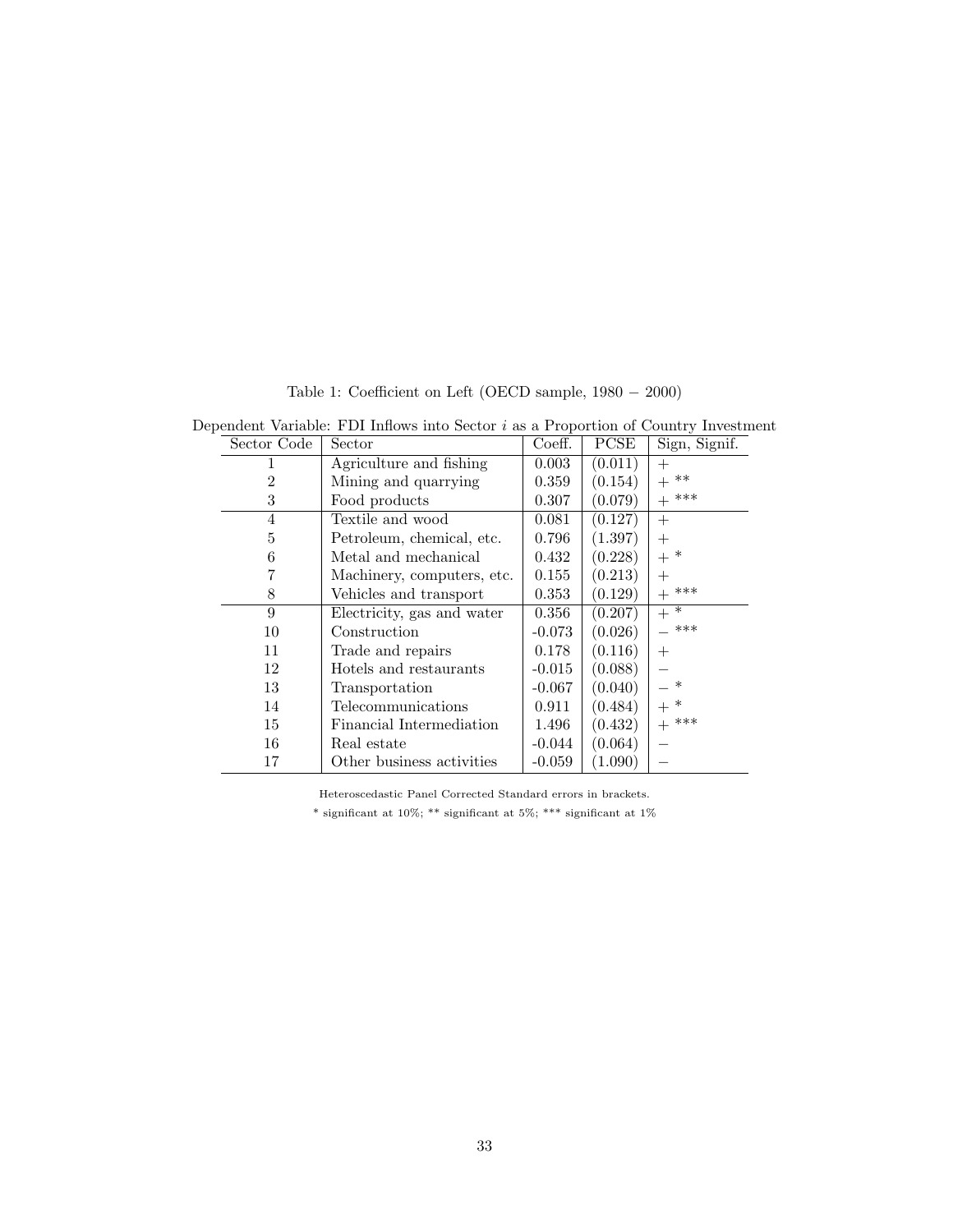Table 1: Coefficient on Left (OECD sample, 1980 − 2000)

Dependent Variable: FDI Inflows into Sector $i$ as a Proportion of Country Investment

| Sector Code | Sector | Coeff. | PCSE | Sign, Signif. |
|---|---|---|---|---|
| 1 | Agriculture and fishing | 0.003 | (0.011) | + |
| 2 | Mining and quarrying | 0.359 | (0.154) | + ** |
| 3 | Food products | 0.307 | (0.079) | + *** |
| 4 | Textile and wood | 0.081 | (0.127) | + |
| 5 | Petroleum, chemical, etc. | 0.796 | (1.397) | + |
| 6 | Metal and mechanical | 0.432 | (0.228) | + * |
| 7 | Machinery, computers, etc. | 0.155 | (0.213) | + |
| 8 | Vehicles and transport | 0.353 | (0.129) | + *** |
| 9 | Electricity, gas and water | 0.356 | (0.207) | + * |
| 10 | Construction | -0.073 | (0.026) | − *** |
| 11 | Trade and repairs | 0.178 | (0.116) | + |
| 12 | Hotels and restaurants | -0.015 | (0.088) | − |
| 13 | Transportation | -0.067 | (0.040) | − * |
| 14 | Telecommunications | 0.911 | (0.484) | + * |
| 15 | Financial Intermediation | 1.496 | (0.432) | + *** |
| 16 | Real estate | -0.044 | (0.064) | − |
| 17 | Other business activities | -0.059 | (1.090) | − |

Heteroscedastic Panel Corrected Standard errors in brackets.

* significant at 10%; ** significant at 5%; *** significant at 1%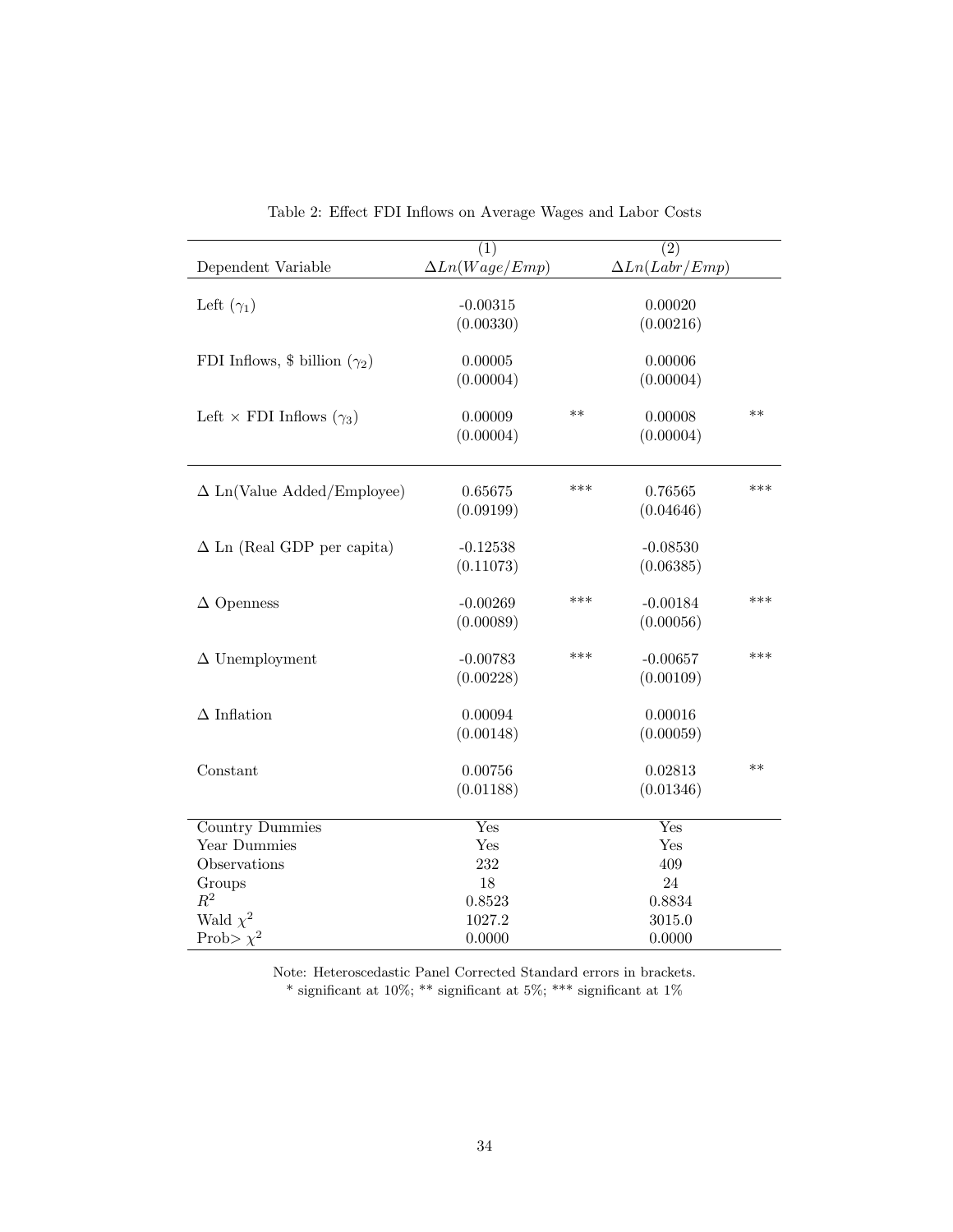Table 2: Effect FDI Inflows on Average Wages and Labor Costs

| | (1) | | (2) | |
|---|---|---|---|---|
| Dependent Variable | $\Delta Ln(Wage/Emp)$ | | $\Delta Ln(Labr/Emp)$ | |
| Left ($\gamma_1$) | -0.00315 | | 0.00020 | |
| | (0.00330) | | (0.00216) | |
| FDI Inflows, $ billion ($\gamma_2$) | 0.00005 | | 0.00006 | |
| | (0.00004) | | (0.00004) | |
| Left × FDI Inflows ($\gamma_3$) | 0.00009 | ** | 0.00008 | ** |
| | (0.00004) | | (0.00004) | |
| $\Delta$ Ln(Value Added/Employee) | 0.65675 | *** | 0.76565 | *** |
| | (0.09199) | | (0.04646) | |
| $\Delta$ Ln (Real GDP per capita) | -0.12538 | | -0.08530 | |
| | (0.11073) | | (0.06385) | |
| $\Delta$ Openness | -0.00269 | *** | -0.00184 | *** |
| | (0.00089) | | (0.00056) | |
| $\Delta$ Unemployment | -0.00783 | *** | -0.00657 | *** |
| | (0.00228) | | (0.00109) | |
| $\Delta$ Inflation | 0.00094 | | 0.00016 | |
| | (0.00148) | | (0.00059) | |
| Constant | 0.00756 | | 0.02813 | ** |
| | (0.01188) | | (0.01346) | |
| Country Dummies | Yes | | Yes | |
| Year Dummies | Yes | | Yes | |
| Observations | 232 | | 409 | |
| Groups | 18 | | 24 | |
| $R^2$ | 0.8523 | | 0.8834 | |
| Wald $\chi^2$ | 1027.2 | | 3015.0 | |
| Prob> $\chi^2$ | 0.0000 | | 0.0000 | |

Note: Heteroscedastic Panel Corrected Standard errors in brackets.
* significant at 10%; ** significant at 5%; *** significant at 1%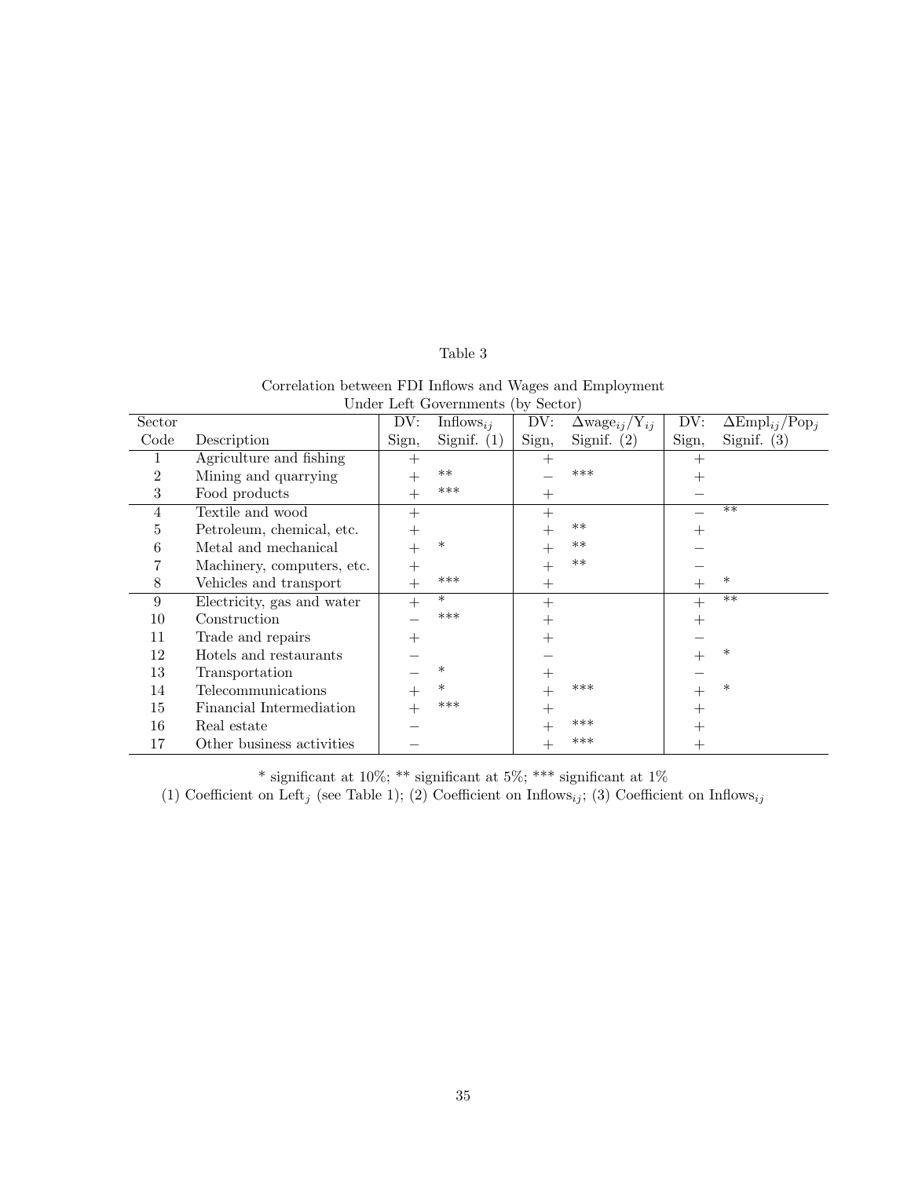Table 3

Correlation between FDI Inflows and Wages and Employment
Under Left Governments (by Sector)

| Sector Code | Description | DV: Sign, | $\text{Inflows}_{ij}$ Signif. (1) | DV: Sign, | $\Delta\text{wage}_{ij}/\text{Y}_{ij}$ Signif. (2) | DV: Sign, | $\Delta\text{Empl}_{ij}/\text{Pop}_j$ Signif. (3) |
|---|---|---|---|---|---|---|---|
| 1 | Agriculture and fishing | + | | + | | + | |
| 2 | Mining and quarrying | + | ** | − | *** | + | |
| 3 | Food products | + | *** | + | | − | |
| 4 | Textile and wood | + | | + | | − | ** |
| 5 | Petroleum, chemical, etc. | + | | + | ** | + | |
| 6 | Metal and mechanical | + | * | + | ** | − | |
| 7 | Machinery, computers, etc. | + | | + | ** | − | |
| 8 | Vehicles and transport | + | *** | + | | + | * |
| 9 | Electricity, gas and water | + | * | + | | + | ** |
| 10 | Construction | − | *** | + | | + | |
| 11 | Trade and repairs | + | | + | | − | |
| 12 | Hotels and restaurants | − | | − | | + | * |
| 13 | Transportation | − | * | + | | − | |
| 14 | Telecommunications | + | * | + | *** | + | * |
| 15 | Financial Intermediation | + | *** | + | | + | |
| 16 | Real estate | − | | + | *** | + | |
| 17 | Other business activities | − | | + | *** | + | |

\* significant at 10%; ** significant at 5%; *** significant at 1%

(1) Coefficient on $\text{Left}_j$ (see Table 1); (2) Coefficient on $\text{Inflows}_{ij}$; (3) Coefficient on $\text{Inflows}_{ij}$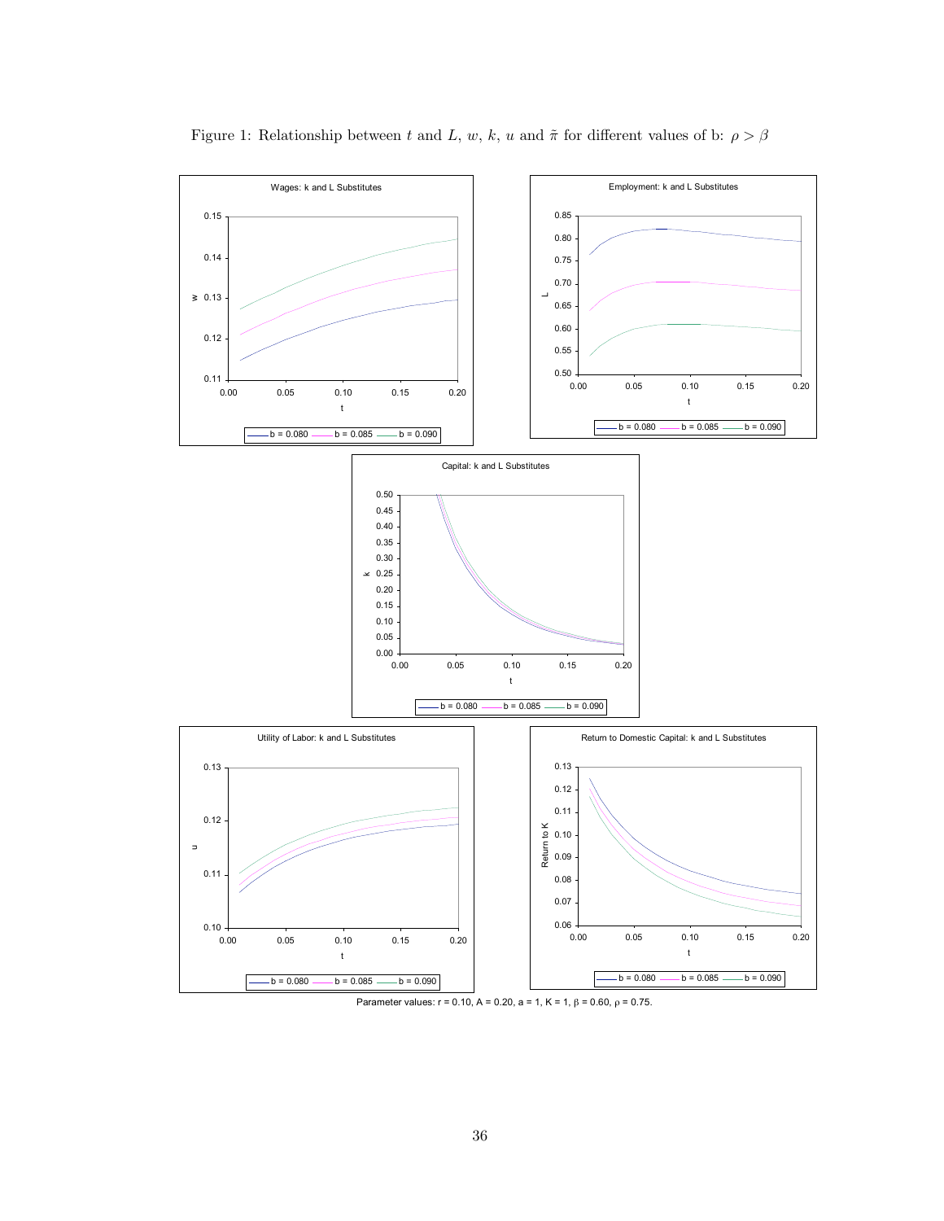Figure 1: Relationship between $t$ and $L$, $w$, $k$, $u$ and $\tilde{\pi}$ for different values of b: $\rho > \beta$

Parameter values: r = 0.10, A = 0.20, a = 1, K = 1, $\beta$ = 0.60, $\rho$ = 0.75.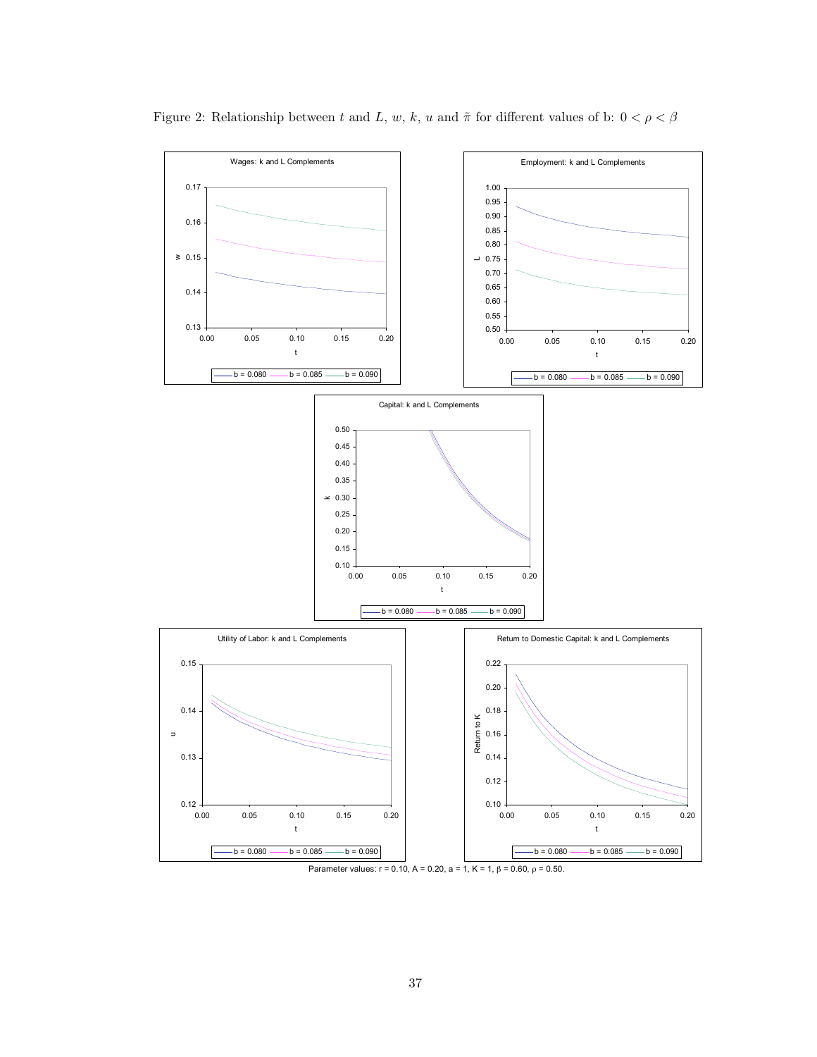Figure 2: Relationship between $t$ and $L$, $w$, $k$, $u$ and $\tilde{\pi}$ for different values of b: $0 < \rho < \beta$

Parameter values: r = 0.10, A = 0.20, a = 1, K = 1, β = 0.60, ρ = 0.50.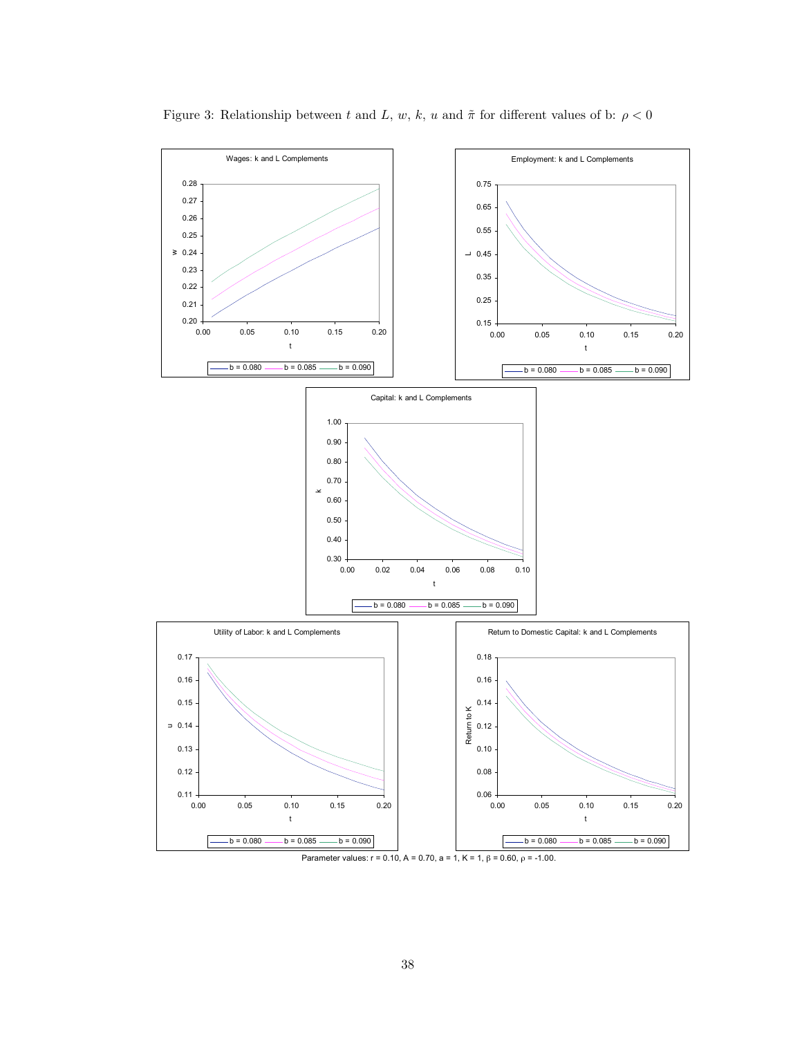Figure 3: Relationship between $t$ and $L$, $w$, $k$, $u$ and $\tilde{\pi}$ for different values of b: $\rho < 0$

Wages: k and L Complements

0.28
0.27
0.26
0.25
w 0.24
0.23
0.22
0.21
0.20
0.00 0.05 0.10 0.15 0.20
t

b = 0.080 b = 0.085 b = 0.090

Employment: k and L Complements

0.75
0.65
0.55
L 0.45
0.35
0.25
0.15
0.00 0.05 0.10 0.15 0.20
t

b = 0.080 b = 0.085 b = 0.090

Capital: k and L Complements

1.00
0.90
0.80
0.70
k 0.60
0.50
0.40
0.30
0.00 0.02 0.04 0.06 0.08 0.10
t

b = 0.080 b = 0.085 b = 0.090

Utility of Labor: k and L Complements

0.17
0.16
0.15
u 0.14
0.13
0.12
0.11
0.00 0.05 0.10 0.15 0.20
t

b = 0.080 b = 0.085 b = 0.090

Return to Domestic Capital: k and L Complements

0.18
0.16
0.14
Return to K 0.12
0.10
0.08
0.06
0.00 0.05 0.10 0.15 0.20
t

b = 0.080 b = 0.085 b = 0.090

Parameter values: r = 0.10, A = 0.70, a = 1, K = 1, β = 0.60, ρ = -1.00.